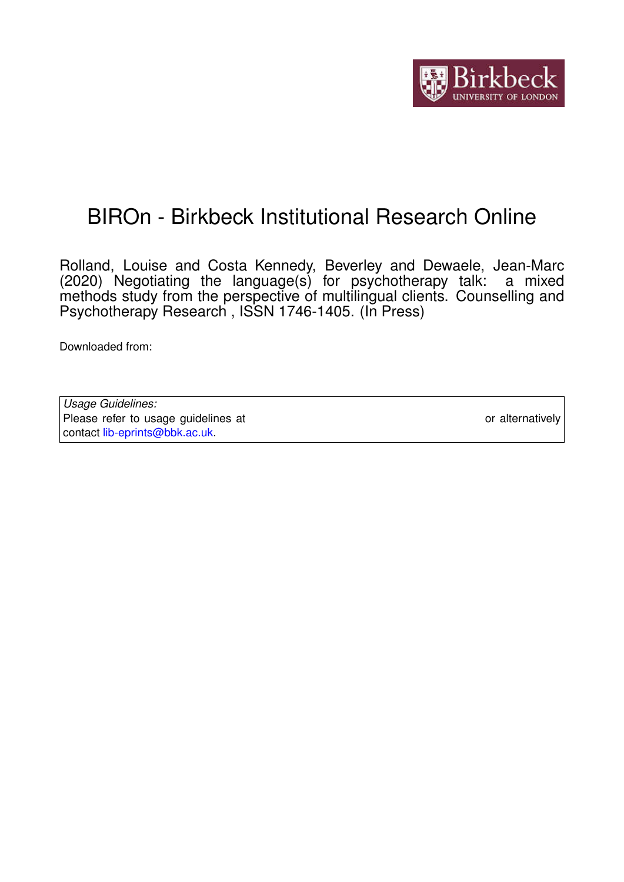# BIROn - Birkbeck Institutional Research Online

Rolland, Louise and Costa Kennedy, Beverley and Dewaele, Jean-Marc (2020) Negotiating the language(s) for psychotherapy talk: a mixed methods study from the perspective of multilingual clients. Counselling and Psychotherapy Research , ISSN 1746-1405. (In Press)

Downloaded from:

*Usage Guidelines:*
Please refer to usage guidelines at or alternatively contact lib-eprints@bbk.ac.uk.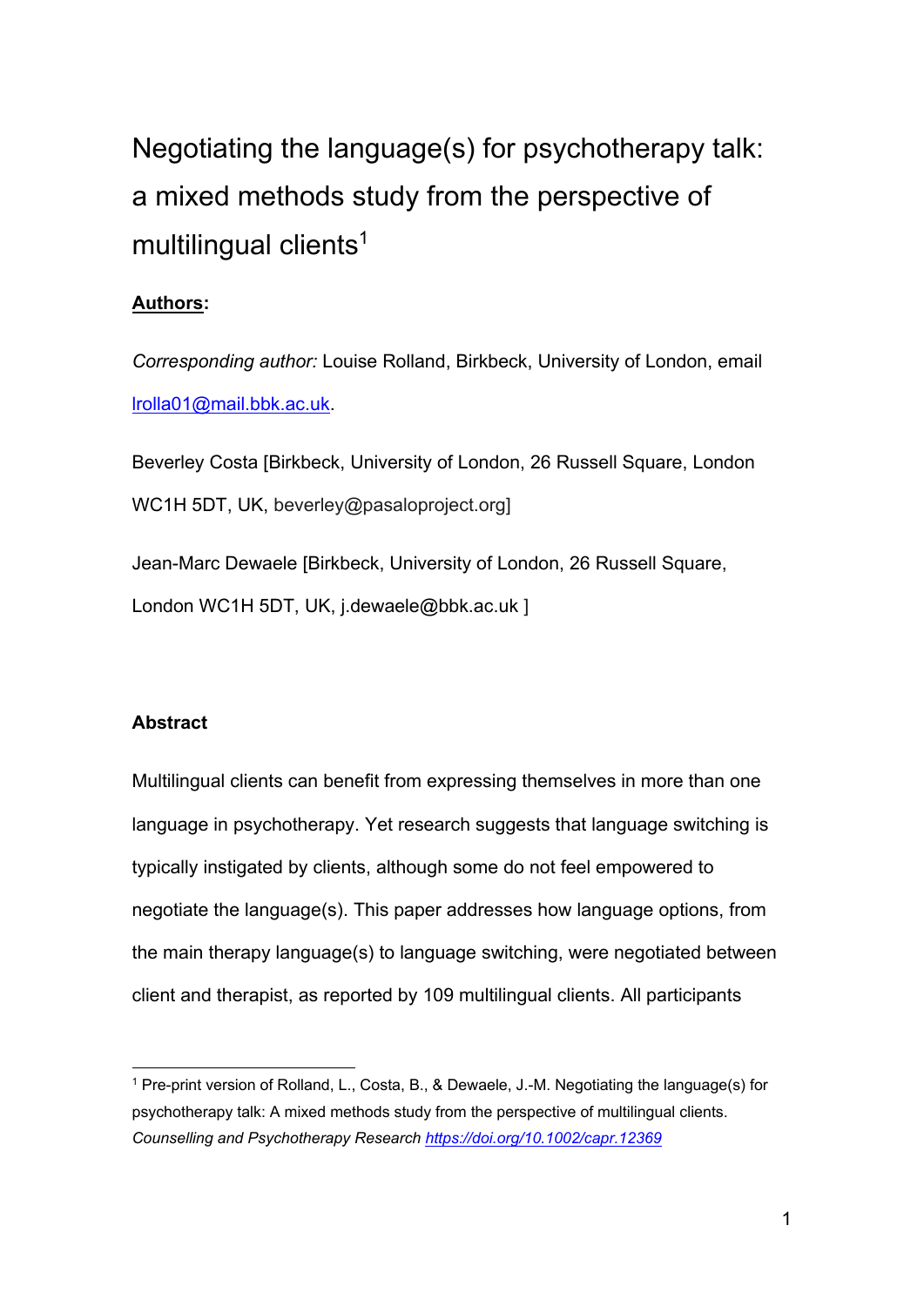# Negotiating the language(s) for psychotherapy talk: a mixed methods study from the perspective of multilingual clients[1]

**Authors:**

*Corresponding author:* Louise Rolland, Birkbeck, University of London, email lrolla01@mail.bbk.ac.uk.

Beverley Costa [Birkbeck, University of London, 26 Russell Square, London WC1H 5DT, UK, beverley@pasaloproject.org]

Jean-Marc Dewaele [Birkbeck, University of London, 26 Russell Square, London WC1H 5DT, UK, j.dewaele@bbk.ac.uk ]

**Abstract**

Multilingual clients can benefit from expressing themselves in more than one language in psychotherapy. Yet research suggests that language switching is typically instigated by clients, although some do not feel empowered to negotiate the language(s). This paper addresses how language options, from the main therapy language(s) to language switching, were negotiated between client and therapist, as reported by 109 multilingual clients. All participants

[1] Pre-print version of Rolland, L., Costa, B., & Dewaele, J.-M. Negotiating the language(s) for psychotherapy talk: A mixed methods study from the perspective of multilingual clients. *Counselling and Psychotherapy Research* https://doi.org/10.1002/capr.12369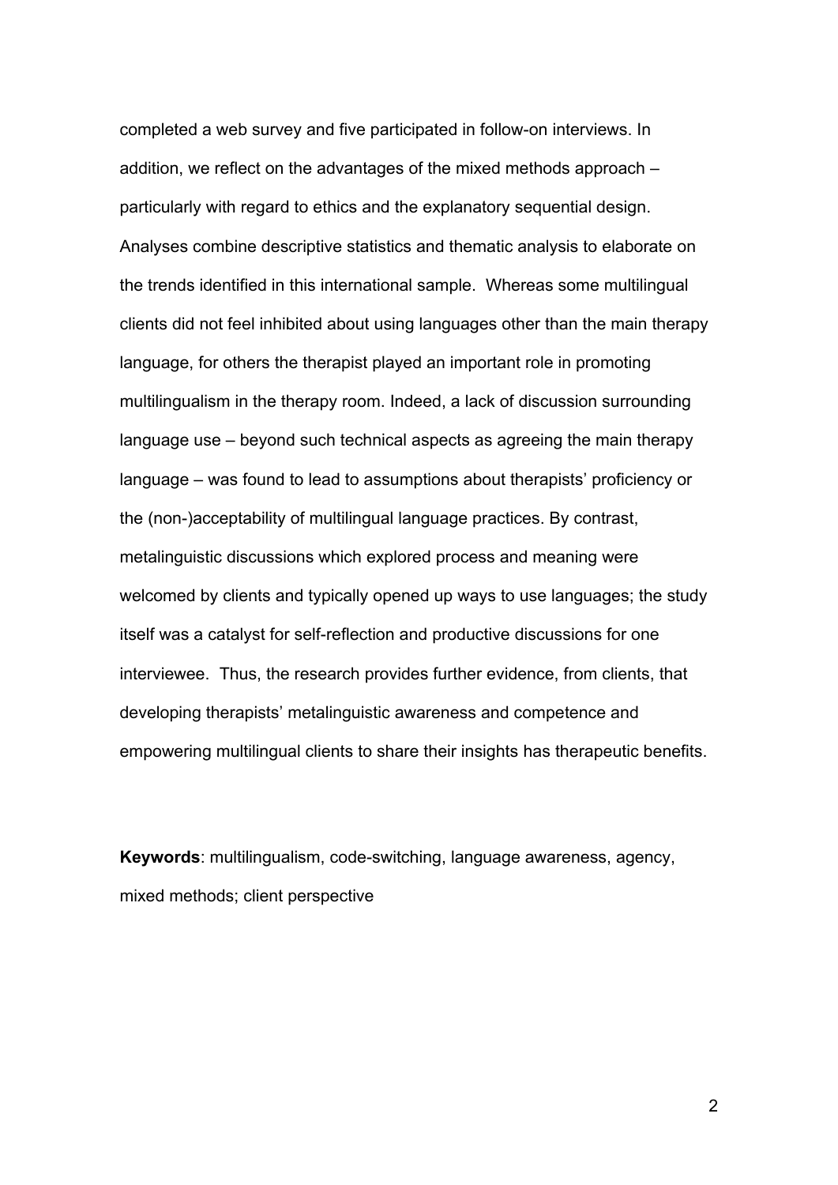completed a web survey and five participated in follow-on interviews. In addition, we reflect on the advantages of the mixed methods approach – particularly with regard to ethics and the explanatory sequential design. Analyses combine descriptive statistics and thematic analysis to elaborate on the trends identified in this international sample. Whereas some multilingual clients did not feel inhibited about using languages other than the main therapy language, for others the therapist played an important role in promoting multilingualism in the therapy room. Indeed, a lack of discussion surrounding language use – beyond such technical aspects as agreeing the main therapy language – was found to lead to assumptions about therapists' proficiency or the (non-)acceptability of multilingual language practices. By contrast, metalinguistic discussions which explored process and meaning were welcomed by clients and typically opened up ways to use languages; the study itself was a catalyst for self-reflection and productive discussions for one interviewee. Thus, the research provides further evidence, from clients, that developing therapists' metalinguistic awareness and competence and empowering multilingual clients to share their insights has therapeutic benefits.

**Keywords**: multilingualism, code-switching, language awareness, agency, mixed methods; client perspective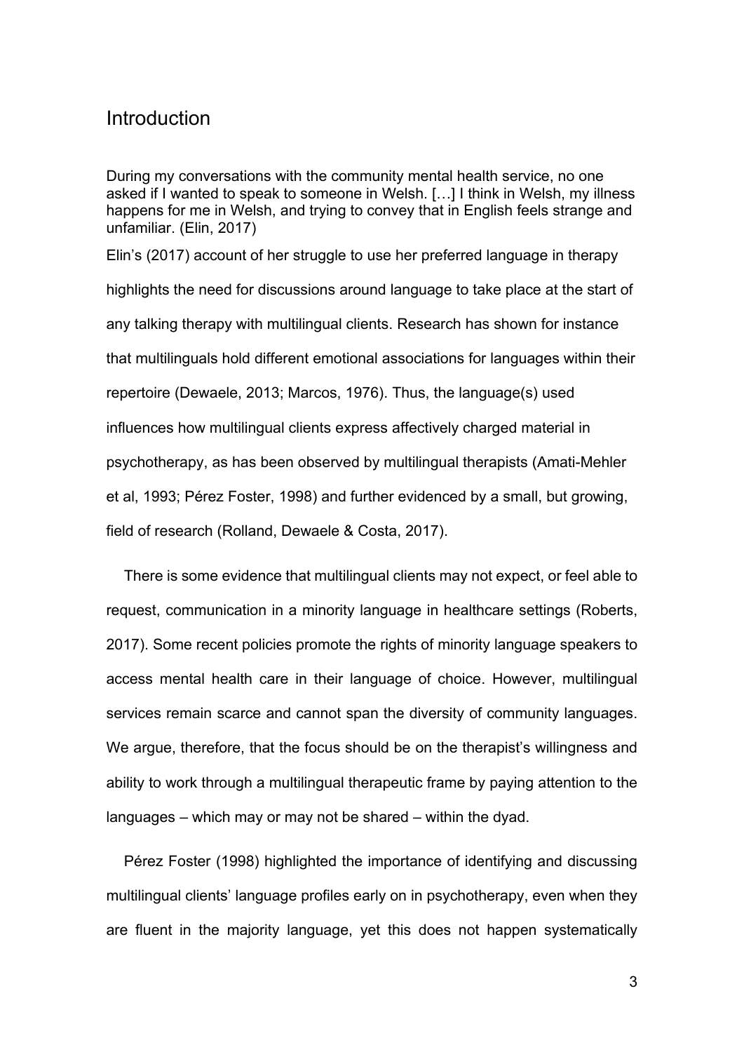## Introduction

> During my conversations with the community mental health service, no one asked if I wanted to speak to someone in Welsh. […] I think in Welsh, my illness happens for me in Welsh, and trying to convey that in English feels strange and unfamiliar. (Elin, 2017)

Elin's (2017) account of her struggle to use her preferred language in therapy highlights the need for discussions around language to take place at the start of any talking therapy with multilingual clients. Research has shown for instance that multilinguals hold different emotional associations for languages within their repertoire (Dewaele, 2013; Marcos, 1976). Thus, the language(s) used influences how multilingual clients express affectively charged material in psychotherapy, as has been observed by multilingual therapists (Amati-Mehler et al, 1993; Pérez Foster, 1998) and further evidenced by a small, but growing, field of research (Rolland, Dewaele & Costa, 2017).

There is some evidence that multilingual clients may not expect, or feel able to request, communication in a minority language in healthcare settings (Roberts, 2017). Some recent policies promote the rights of minority language speakers to access mental health care in their language of choice. However, multilingual services remain scarce and cannot span the diversity of community languages. We argue, therefore, that the focus should be on the therapist's willingness and ability to work through a multilingual therapeutic frame by paying attention to the languages – which may or may not be shared – within the dyad.

Pérez Foster (1998) highlighted the importance of identifying and discussing multilingual clients' language profiles early on in psychotherapy, even when they are fluent in the majority language, yet this does not happen systematically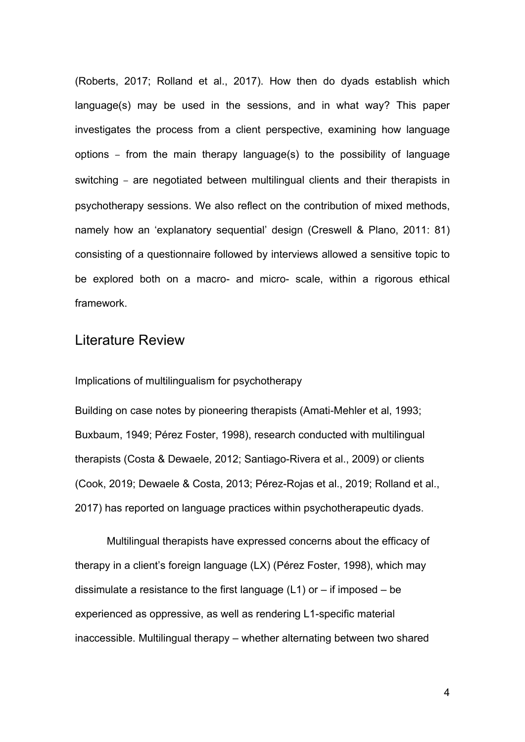(Roberts, 2017; Rolland et al., 2017). How then do dyads establish which language(s) may be used in the sessions, and in what way? This paper investigates the process from a client perspective, examining how language options – from the main therapy language(s) to the possibility of language switching – are negotiated between multilingual clients and their therapists in psychotherapy sessions. We also reflect on the contribution of mixed methods, namely how an 'explanatory sequential' design (Creswell & Plano, 2011: 81) consisting of a questionnaire followed by interviews allowed a sensitive topic to be explored both on a macro- and micro- scale, within a rigorous ethical framework.

## Literature Review

### Implications of multilingualism for psychotherapy

Building on case notes by pioneering therapists (Amati-Mehler et al, 1993; Buxbaum, 1949; Pérez Foster, 1998), research conducted with multilingual therapists (Costa & Dewaele, 2012; Santiago-Rivera et al., 2009) or clients (Cook, 2019; Dewaele & Costa, 2013; Pérez-Rojas et al., 2019; Rolland et al., 2017) has reported on language practices within psychotherapeutic dyads.

Multilingual therapists have expressed concerns about the efficacy of therapy in a client's foreign language (LX) (Pérez Foster, 1998), which may dissimulate a resistance to the first language (L1) or – if imposed – be experienced as oppressive, as well as rendering L1-specific material inaccessible. Multilingual therapy – whether alternating between two shared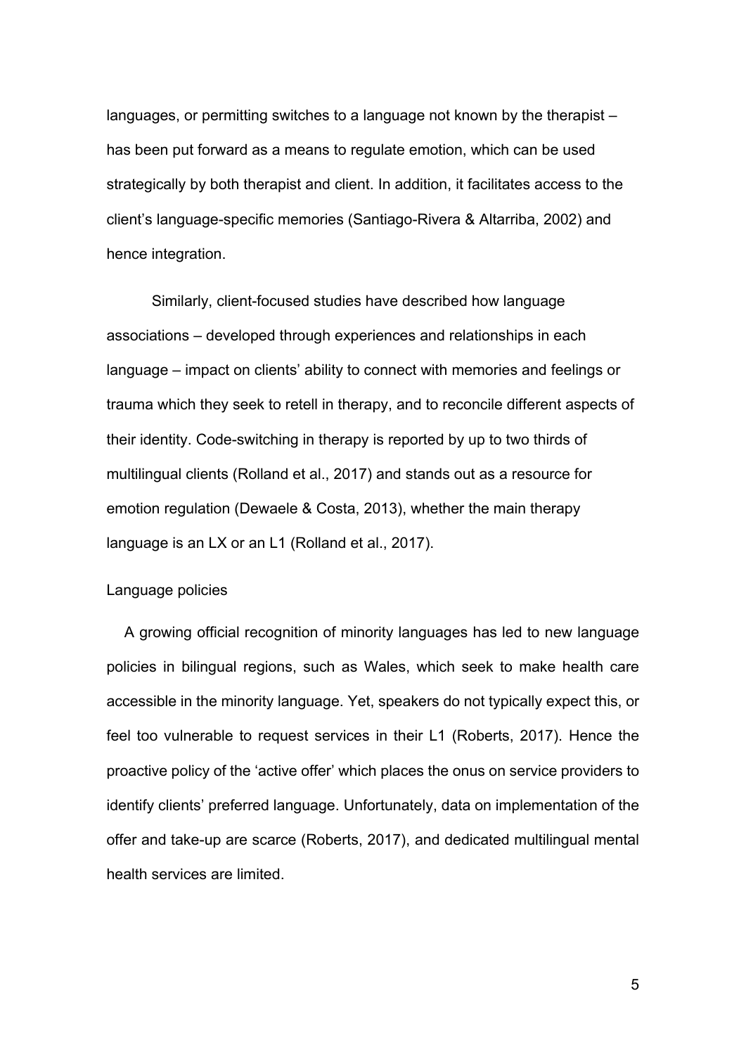languages, or permitting switches to a language not known by the therapist – has been put forward as a means to regulate emotion, which can be used strategically by both therapist and client. In addition, it facilitates access to the client's language-specific memories (Santiago-Rivera & Altarriba, 2002) and hence integration.

Similarly, client-focused studies have described how language associations – developed through experiences and relationships in each language – impact on clients' ability to connect with memories and feelings or trauma which they seek to retell in therapy, and to reconcile different aspects of their identity. Code-switching in therapy is reported by up to two thirds of multilingual clients (Rolland et al., 2017) and stands out as a resource for emotion regulation (Dewaele & Costa, 2013), whether the main therapy language is an LX or an L1 (Rolland et al., 2017).

### Language policies

A growing official recognition of minority languages has led to new language policies in bilingual regions, such as Wales, which seek to make health care accessible in the minority language. Yet, speakers do not typically expect this, or feel too vulnerable to request services in their L1 (Roberts, 2017). Hence the proactive policy of the 'active offer' which places the onus on service providers to identify clients' preferred language. Unfortunately, data on implementation of the offer and take-up are scarce (Roberts, 2017), and dedicated multilingual mental health services are limited.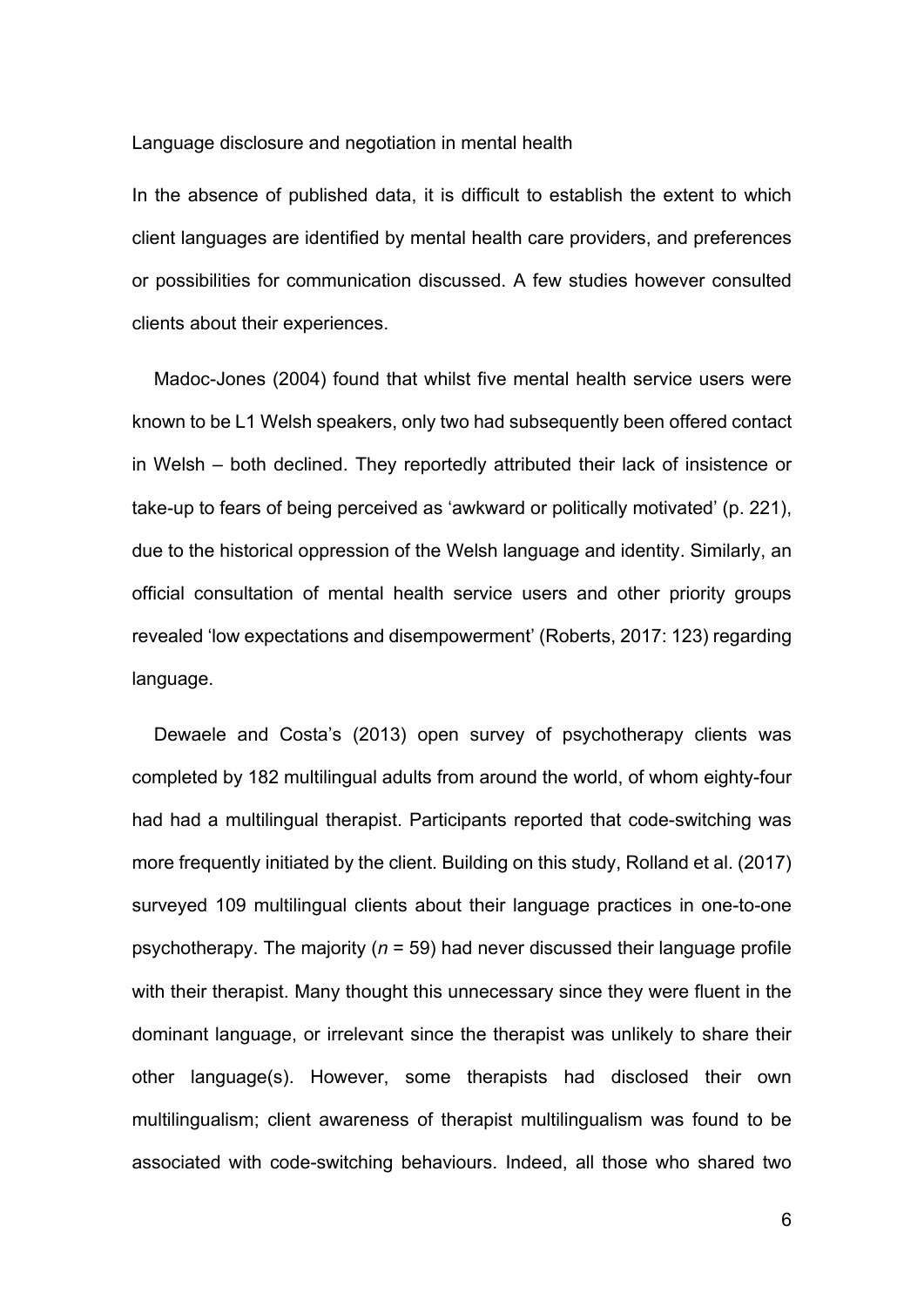## Language disclosure and negotiation in mental health

In the absence of published data, it is difficult to establish the extent to which client languages are identified by mental health care providers, and preferences or possibilities for communication discussed. A few studies however consulted clients about their experiences.

Madoc-Jones (2004) found that whilst five mental health service users were known to be L1 Welsh speakers, only two had subsequently been offered contact in Welsh – both declined. They reportedly attributed their lack of insistence or take-up to fears of being perceived as 'awkward or politically motivated' (p. 221), due to the historical oppression of the Welsh language and identity. Similarly, an official consultation of mental health service users and other priority groups revealed 'low expectations and disempowerment' (Roberts, 2017: 123) regarding language.

Dewaele and Costa's (2013) open survey of psychotherapy clients was completed by 182 multilingual adults from around the world, of whom eighty-four had had a multilingual therapist. Participants reported that code-switching was more frequently initiated by the client. Building on this study, Rolland et al. (2017) surveyed 109 multilingual clients about their language practices in one-to-one psychotherapy. The majority ($n$ = 59) had never discussed their language profile with their therapist. Many thought this unnecessary since they were fluent in the dominant language, or irrelevant since the therapist was unlikely to share their other language(s). However, some therapists had disclosed their own multilingualism; client awareness of therapist multilingualism was found to be associated with code-switching behaviours. Indeed, all those who shared two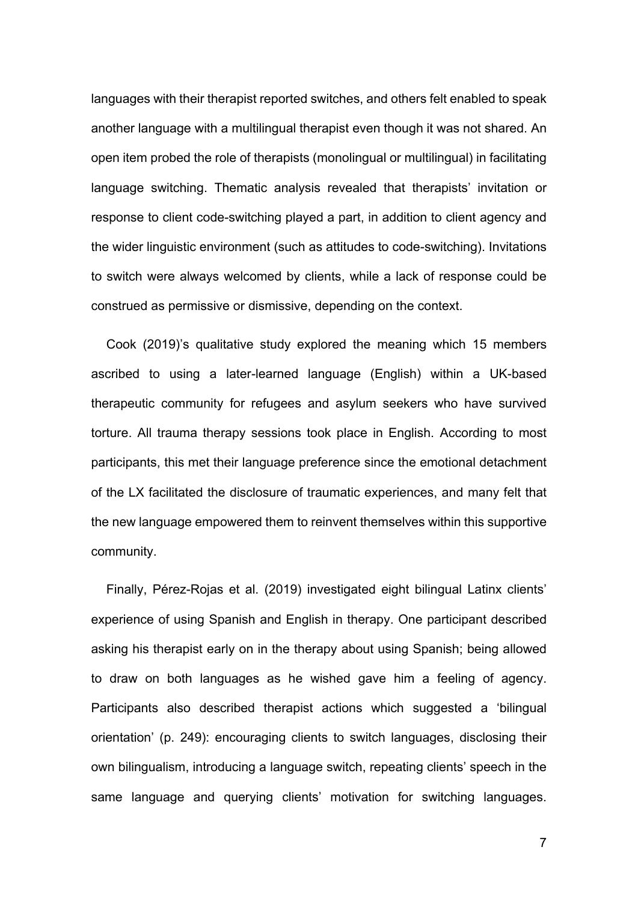languages with their therapist reported switches, and others felt enabled to speak another language with a multilingual therapist even though it was not shared. An open item probed the role of therapists (monolingual or multilingual) in facilitating language switching. Thematic analysis revealed that therapists' invitation or response to client code-switching played a part, in addition to client agency and the wider linguistic environment (such as attitudes to code-switching). Invitations to switch were always welcomed by clients, while a lack of response could be construed as permissive or dismissive, depending on the context.

Cook (2019)'s qualitative study explored the meaning which 15 members ascribed to using a later-learned language (English) within a UK-based therapeutic community for refugees and asylum seekers who have survived torture. All trauma therapy sessions took place in English. According to most participants, this met their language preference since the emotional detachment of the LX facilitated the disclosure of traumatic experiences, and many felt that the new language empowered them to reinvent themselves within this supportive community.

Finally, Pérez-Rojas et al. (2019) investigated eight bilingual Latinx clients' experience of using Spanish and English in therapy. One participant described asking his therapist early on in the therapy about using Spanish; being allowed to draw on both languages as he wished gave him a feeling of agency. Participants also described therapist actions which suggested a 'bilingual orientation' (p. 249): encouraging clients to switch languages, disclosing their own bilingualism, introducing a language switch, repeating clients' speech in the same language and querying clients' motivation for switching languages.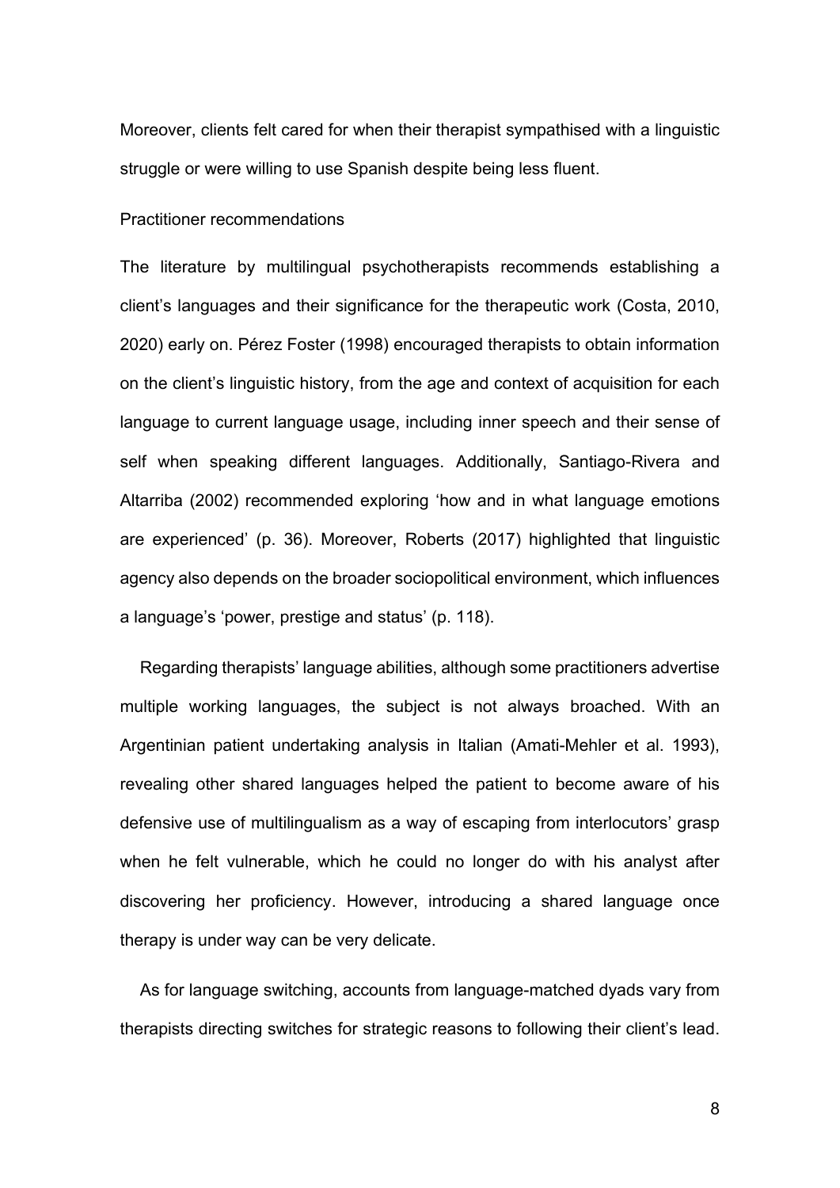Moreover, clients felt cared for when their therapist sympathised with a linguistic struggle or were willing to use Spanish despite being less fluent.

### Practitioner recommendations

The literature by multilingual psychotherapists recommends establishing a client's languages and their significance for the therapeutic work (Costa, 2010, 2020) early on. Pérez Foster (1998) encouraged therapists to obtain information on the client's linguistic history, from the age and context of acquisition for each language to current language usage, including inner speech and their sense of self when speaking different languages. Additionally, Santiago-Rivera and Altarriba (2002) recommended exploring 'how and in what language emotions are experienced' (p. 36). Moreover, Roberts (2017) highlighted that linguistic agency also depends on the broader sociopolitical environment, which influences a language's 'power, prestige and status' (p. 118).

Regarding therapists' language abilities, although some practitioners advertise multiple working languages, the subject is not always broached. With an Argentinian patient undertaking analysis in Italian (Amati-Mehler et al. 1993), revealing other shared languages helped the patient to become aware of his defensive use of multilingualism as a way of escaping from interlocutors' grasp when he felt vulnerable, which he could no longer do with his analyst after discovering her proficiency. However, introducing a shared language once therapy is under way can be very delicate.

As for language switching, accounts from language-matched dyads vary from therapists directing switches for strategic reasons to following their client's lead.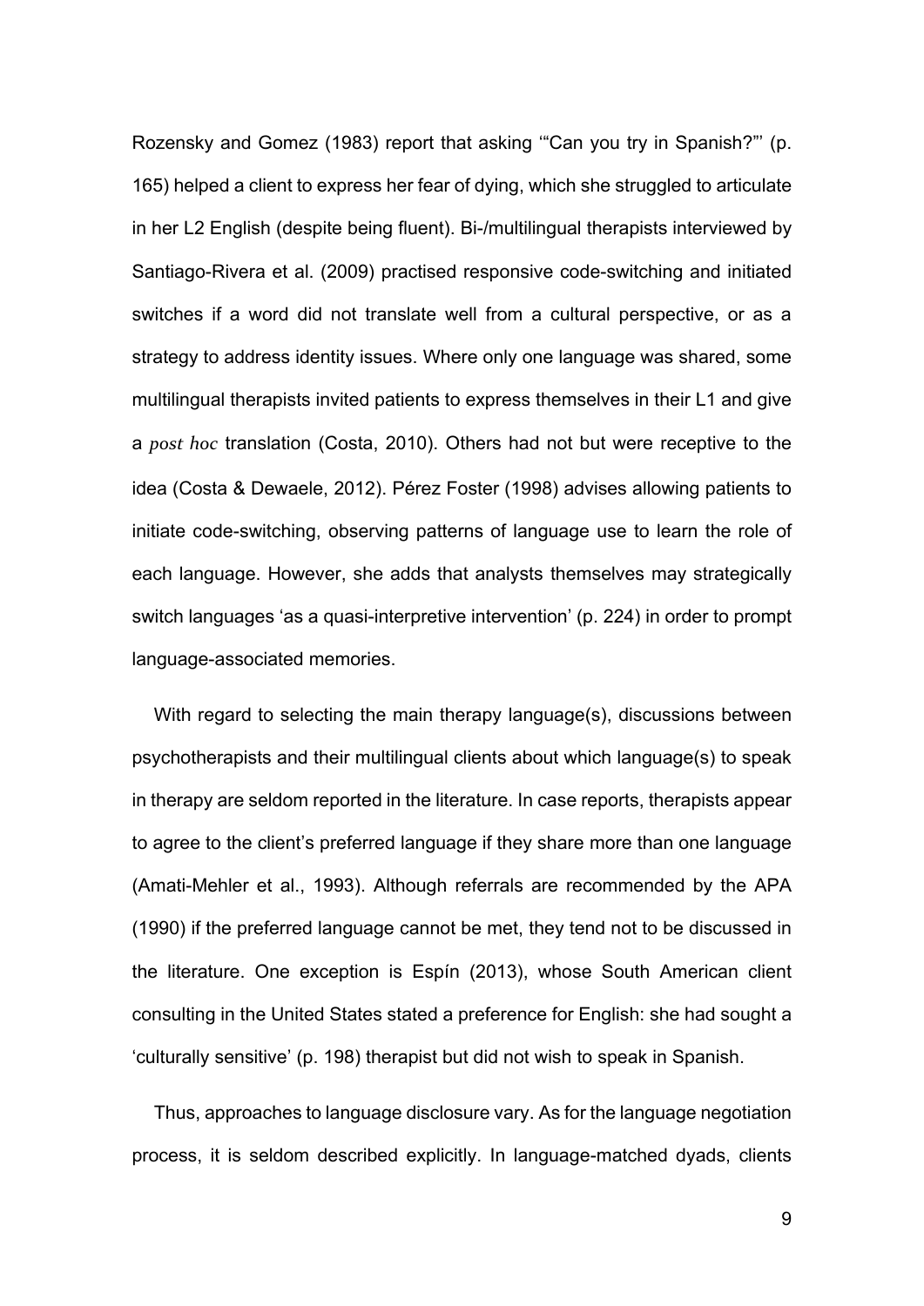Rozensky and Gomez (1983) report that asking '"Can you try in Spanish?"' (p. 165) helped a client to express her fear of dying, which she struggled to articulate in her L2 English (despite being fluent). Bi-/multilingual therapists interviewed by Santiago-Rivera et al. (2009) practised responsive code-switching and initiated switches if a word did not translate well from a cultural perspective, or as a strategy to address identity issues. Where only one language was shared, some multilingual therapists invited patients to express themselves in their L1 and give a *post hoc* translation (Costa, 2010). Others had not but were receptive to the idea (Costa & Dewaele, 2012). Pérez Foster (1998) advises allowing patients to initiate code-switching, observing patterns of language use to learn the role of each language. However, she adds that analysts themselves may strategically switch languages 'as a quasi-interpretive intervention' (p. 224) in order to prompt language-associated memories.

With regard to selecting the main therapy language(s), discussions between psychotherapists and their multilingual clients about which language(s) to speak in therapy are seldom reported in the literature. In case reports, therapists appear to agree to the client's preferred language if they share more than one language (Amati-Mehler et al., 1993). Although referrals are recommended by the APA (1990) if the preferred language cannot be met, they tend not to be discussed in the literature. One exception is Espín (2013), whose South American client consulting in the United States stated a preference for English: she had sought a 'culturally sensitive' (p. 198) therapist but did not wish to speak in Spanish.

Thus, approaches to language disclosure vary. As for the language negotiation process, it is seldom described explicitly. In language-matched dyads, clients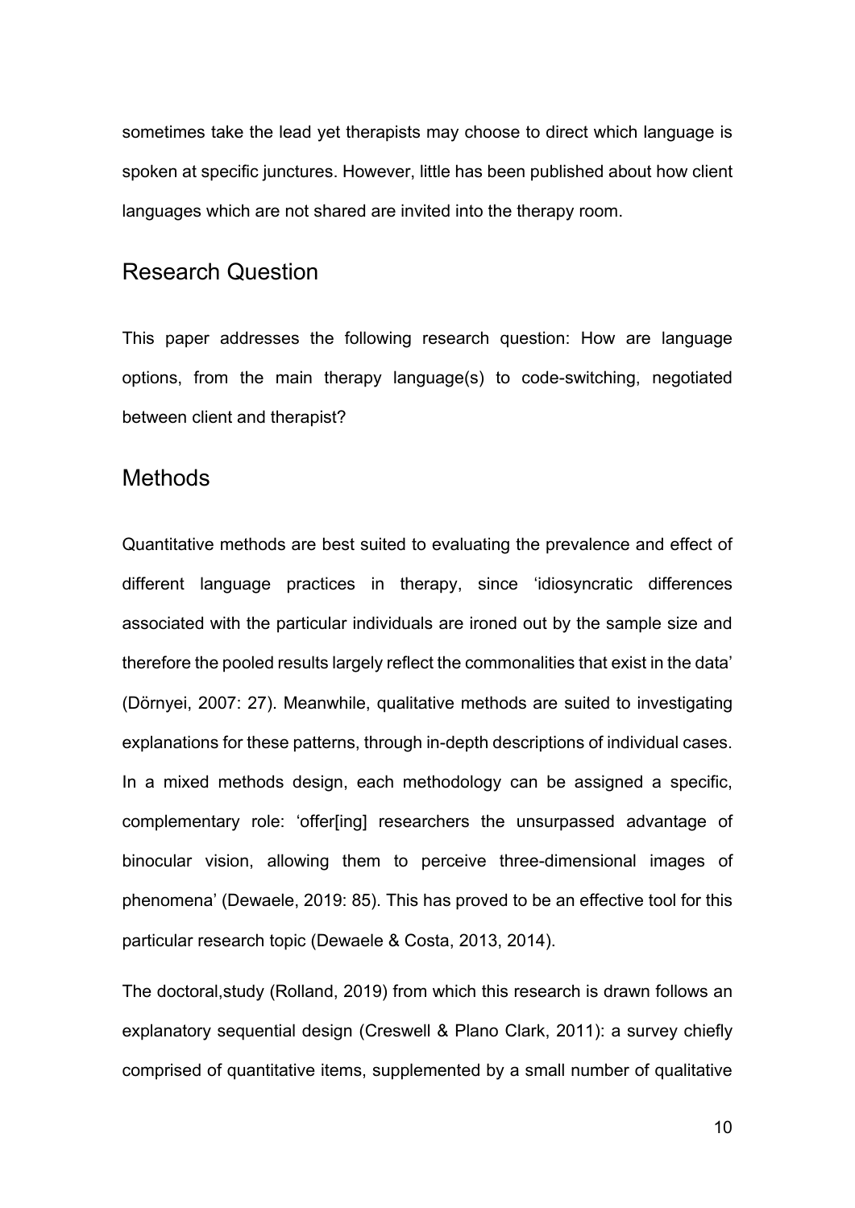sometimes take the lead yet therapists may choose to direct which language is spoken at specific junctures. However, little has been published about how client languages which are not shared are invited into the therapy room.

## Research Question

This paper addresses the following research question: How are language options, from the main therapy language(s) to code-switching, negotiated between client and therapist?

## Methods

Quantitative methods are best suited to evaluating the prevalence and effect of different language practices in therapy, since 'idiosyncratic differences associated with the particular individuals are ironed out by the sample size and therefore the pooled results largely reflect the commonalities that exist in the data' (Dörnyei, 2007: 27). Meanwhile, qualitative methods are suited to investigating explanations for these patterns, through in-depth descriptions of individual cases. In a mixed methods design, each methodology can be assigned a specific, complementary role: 'offer[ing] researchers the unsurpassed advantage of binocular vision, allowing them to perceive three-dimensional images of phenomena' (Dewaele, 2019: 85). This has proved to be an effective tool for this particular research topic (Dewaele & Costa, 2013, 2014).

The doctoral,study (Rolland, 2019) from which this research is drawn follows an explanatory sequential design (Creswell & Plano Clark, 2011): a survey chiefly comprised of quantitative items, supplemented by a small number of qualitative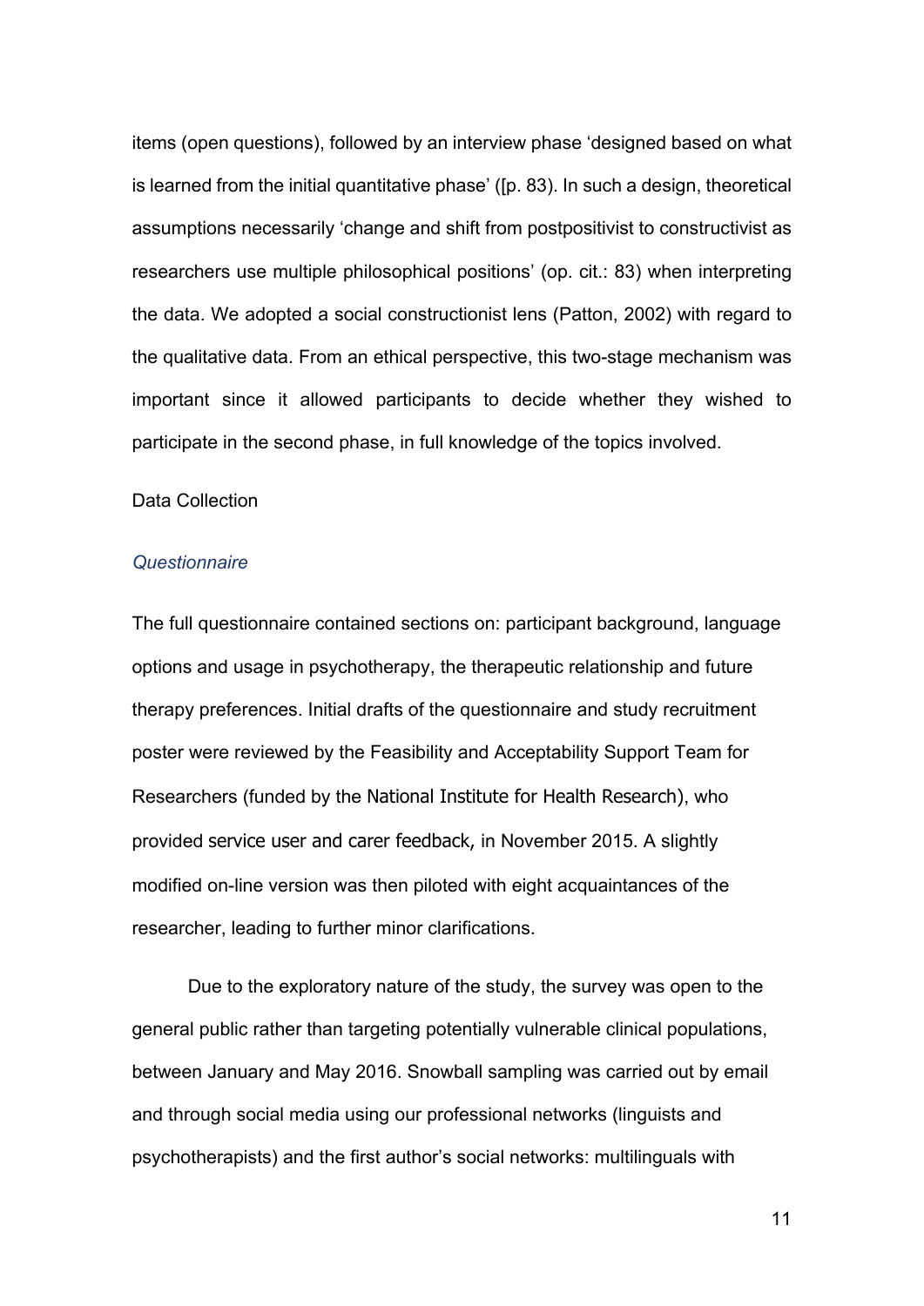items (open questions), followed by an interview phase 'designed based on what is learned from the initial quantitative phase' ([p. 83). In such a design, theoretical assumptions necessarily 'change and shift from postpositivist to constructivist as researchers use multiple philosophical positions' (op. cit.: 83) when interpreting the data. We adopted a social constructionist lens (Patton, 2002) with regard to the qualitative data. From an ethical perspective, this two-stage mechanism was important since it allowed participants to decide whether they wished to participate in the second phase, in full knowledge of the topics involved.

## Data Collection

### *Questionnaire*

The full questionnaire contained sections on: participant background, language options and usage in psychotherapy, the therapeutic relationship and future therapy preferences. Initial drafts of the questionnaire and study recruitment poster were reviewed by the Feasibility and Acceptability Support Team for Researchers (funded by the National Institute for Health Research), who provided service user and carer feedback, in November 2015. A slightly modified on-line version was then piloted with eight acquaintances of the researcher, leading to further minor clarifications.

Due to the exploratory nature of the study, the survey was open to the general public rather than targeting potentially vulnerable clinical populations, between January and May 2016. Snowball sampling was carried out by email and through social media using our professional networks (linguists and psychotherapists) and the first author's social networks: multilinguals with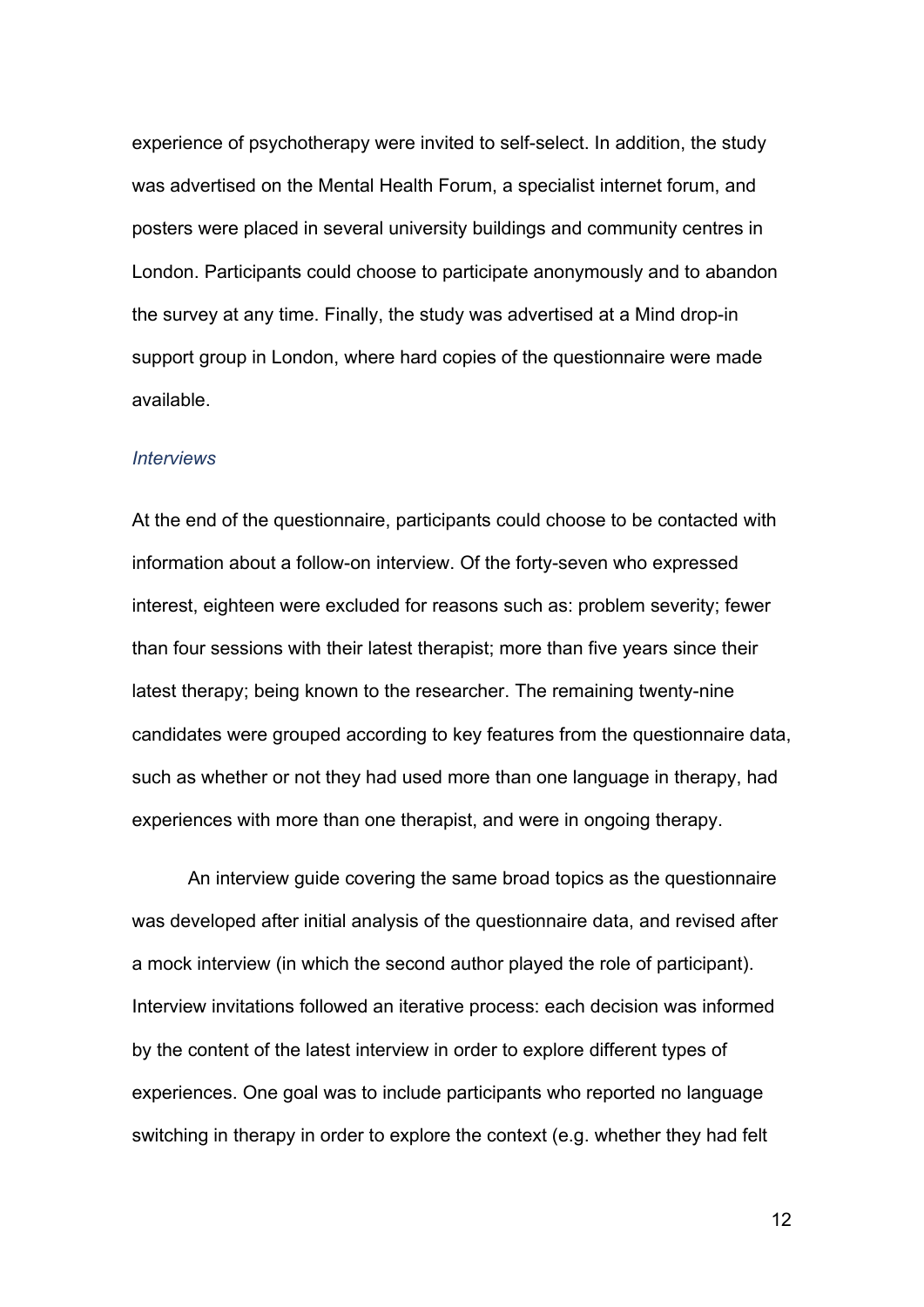experience of psychotherapy were invited to self-select. In addition, the study was advertised on the Mental Health Forum, a specialist internet forum, and posters were placed in several university buildings and community centres in London. Participants could choose to participate anonymously and to abandon the survey at any time. Finally, the study was advertised at a Mind drop-in support group in London, where hard copies of the questionnaire were made available.

### *Interviews*

At the end of the questionnaire, participants could choose to be contacted with information about a follow-on interview. Of the forty-seven who expressed interest, eighteen were excluded for reasons such as: problem severity; fewer than four sessions with their latest therapist; more than five years since their latest therapy; being known to the researcher. The remaining twenty-nine candidates were grouped according to key features from the questionnaire data, such as whether or not they had used more than one language in therapy, had experiences with more than one therapist, and were in ongoing therapy.

An interview guide covering the same broad topics as the questionnaire was developed after initial analysis of the questionnaire data, and revised after a mock interview (in which the second author played the role of participant). Interview invitations followed an iterative process: each decision was informed by the content of the latest interview in order to explore different types of experiences. One goal was to include participants who reported no language switching in therapy in order to explore the context (e.g. whether they had felt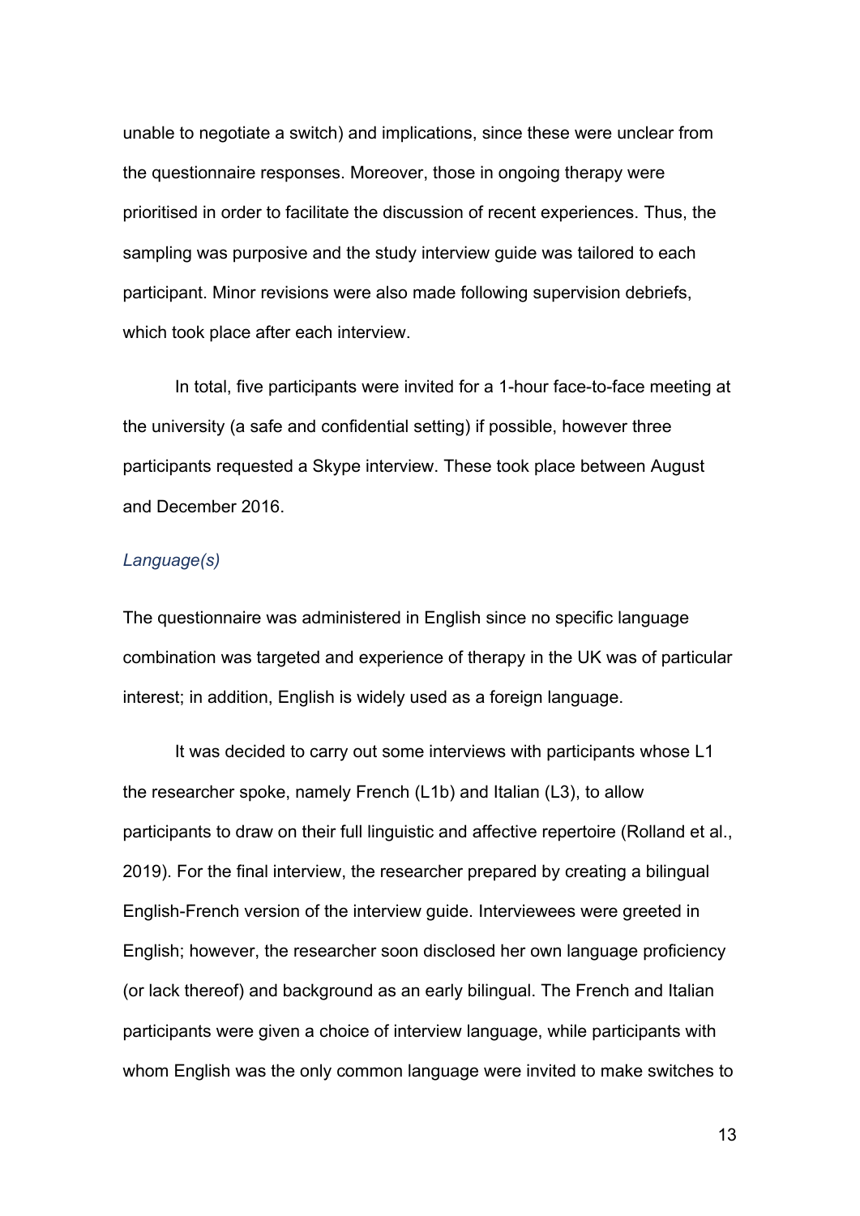unable to negotiate a switch) and implications, since these were unclear from the questionnaire responses. Moreover, those in ongoing therapy were prioritised in order to facilitate the discussion of recent experiences. Thus, the sampling was purposive and the study interview guide was tailored to each participant. Minor revisions were also made following supervision debriefs, which took place after each interview.

In total, five participants were invited for a 1-hour face-to-face meeting at the university (a safe and confidential setting) if possible, however three participants requested a Skype interview. These took place between August and December 2016.

*Language(s)*

The questionnaire was administered in English since no specific language combination was targeted and experience of therapy in the UK was of particular interest; in addition, English is widely used as a foreign language.

It was decided to carry out some interviews with participants whose L1 the researcher spoke, namely French (L1b) and Italian (L3), to allow participants to draw on their full linguistic and affective repertoire (Rolland et al., 2019). For the final interview, the researcher prepared by creating a bilingual English-French version of the interview guide. Interviewees were greeted in English; however, the researcher soon disclosed her own language proficiency (or lack thereof) and background as an early bilingual. The French and Italian participants were given a choice of interview language, while participants with whom English was the only common language were invited to make switches to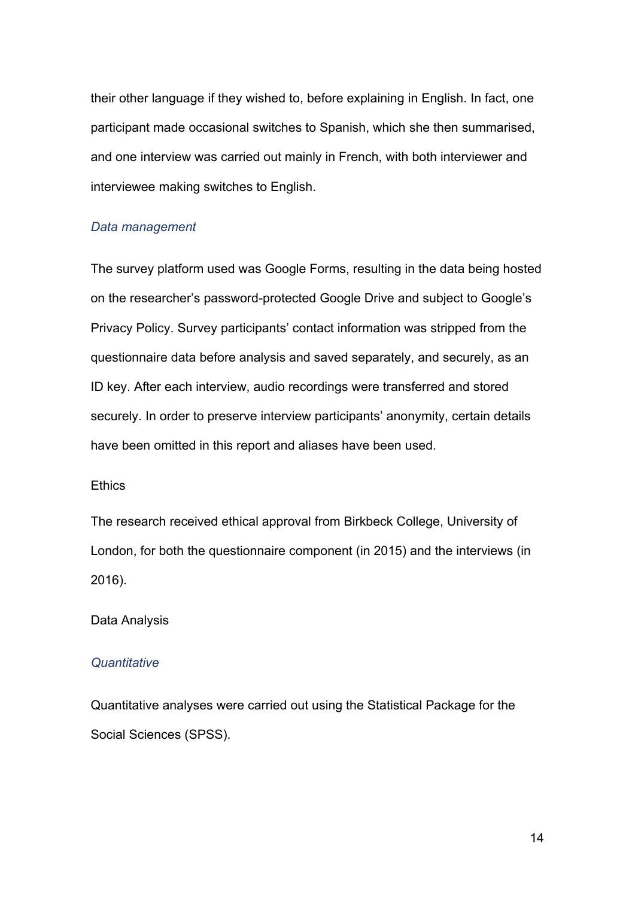their other language if they wished to, before explaining in English. In fact, one participant made occasional switches to Spanish, which she then summarised, and one interview was carried out mainly in French, with both interviewer and interviewee making switches to English.

### *Data management*

The survey platform used was Google Forms, resulting in the data being hosted on the researcher's password-protected Google Drive and subject to Google's Privacy Policy. Survey participants' contact information was stripped from the questionnaire data before analysis and saved separately, and securely, as an ID key. After each interview, audio recordings were transferred and stored securely. In order to preserve interview participants' anonymity, certain details have been omitted in this report and aliases have been used.

## Ethics

The research received ethical approval from Birkbeck College, University of London, for both the questionnaire component (in 2015) and the interviews (in 2016).

## Data Analysis

### *Quantitative*

Quantitative analyses were carried out using the Statistical Package for the Social Sciences (SPSS).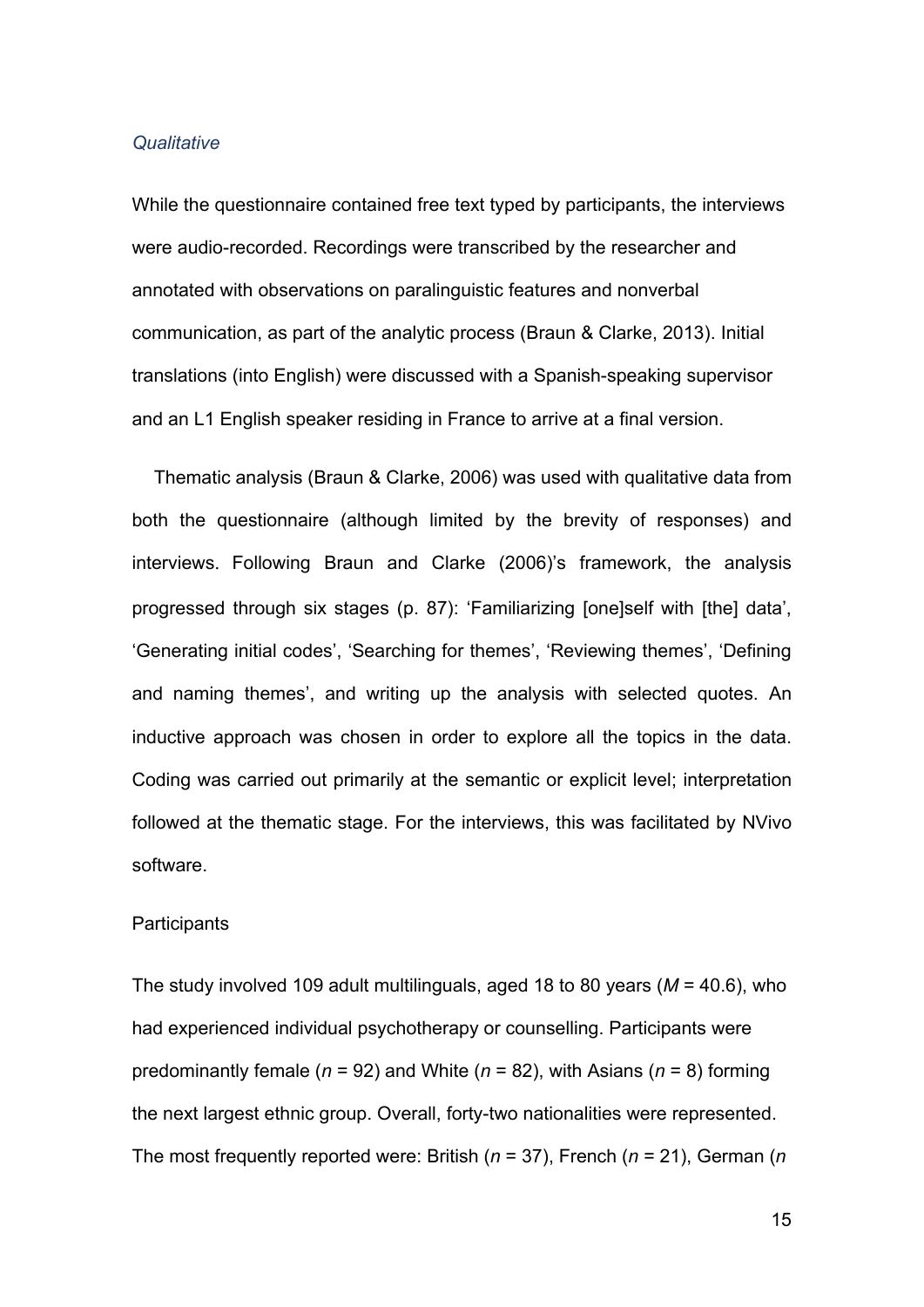### *Qualitative*

While the questionnaire contained free text typed by participants, the interviews were audio-recorded. Recordings were transcribed by the researcher and annotated with observations on paralinguistic features and nonverbal communication, as part of the analytic process (Braun & Clarke, 2013). Initial translations (into English) were discussed with a Spanish-speaking supervisor and an L1 English speaker residing in France to arrive at a final version.

Thematic analysis (Braun & Clarke, 2006) was used with qualitative data from both the questionnaire (although limited by the brevity of responses) and interviews. Following Braun and Clarke (2006)'s framework, the analysis progressed through six stages (p. 87): 'Familiarizing [one]self with [the] data', 'Generating initial codes', 'Searching for themes', 'Reviewing themes', 'Defining and naming themes', and writing up the analysis with selected quotes. An inductive approach was chosen in order to explore all the topics in the data. Coding was carried out primarily at the semantic or explicit level; interpretation followed at the thematic stage. For the interviews, this was facilitated by NVivo software.

### Participants

The study involved 109 adult multilinguals, aged 18 to 80 years ($M$ = 40.6), who had experienced individual psychotherapy or counselling. Participants were predominantly female ($n$ = 92) and White ($n$ = 82), with Asians ($n$ = 8) forming the next largest ethnic group. Overall, forty-two nationalities were represented. The most frequently reported were: British ($n$ = 37), French ($n$ = 21), German ($n$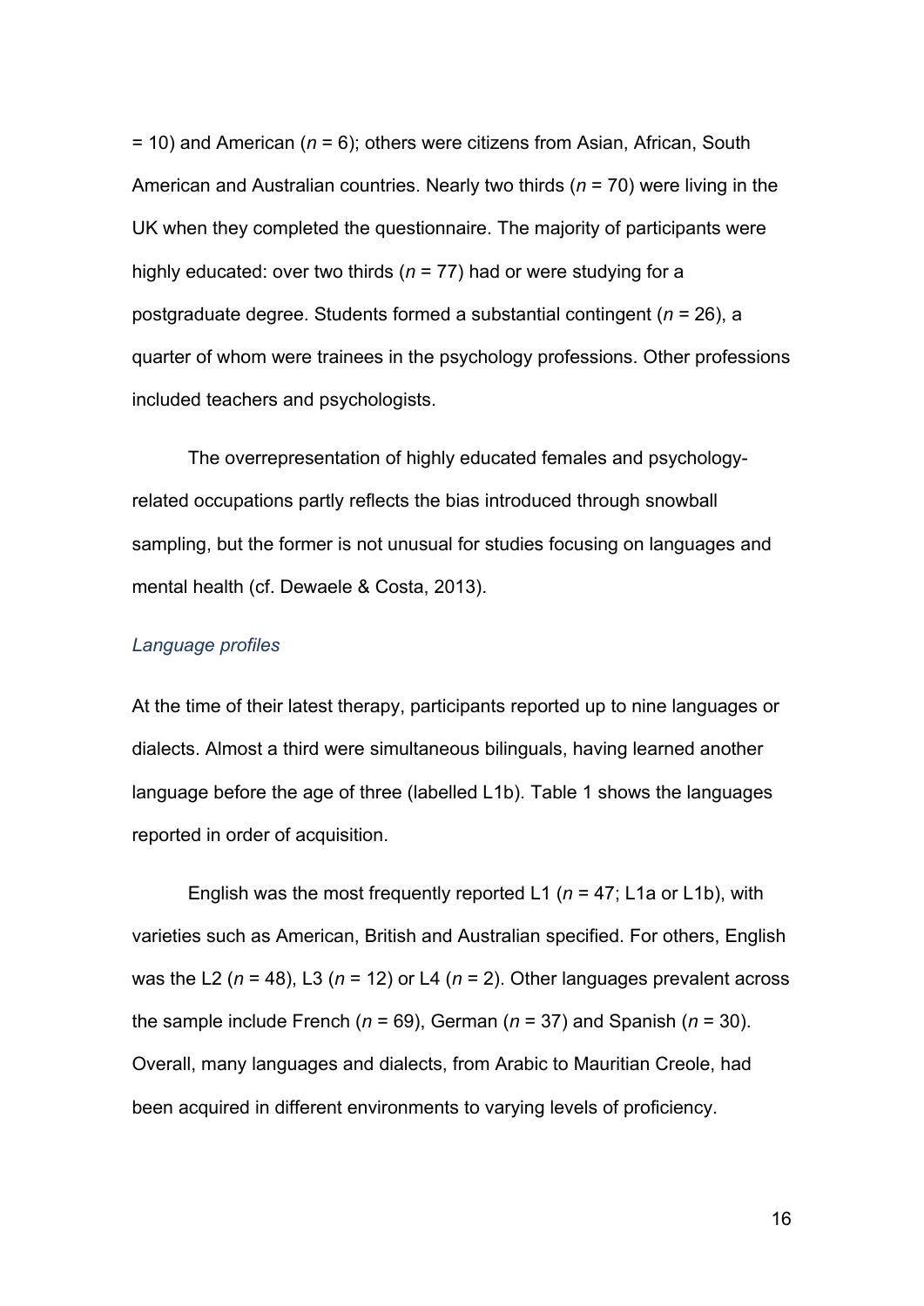= 10) and American (*n* = 6); others were citizens from Asian, African, South American and Australian countries. Nearly two thirds (*n* = 70) were living in the UK when they completed the questionnaire. The majority of participants were highly educated: over two thirds (*n* = 77) had or were studying for a postgraduate degree. Students formed a substantial contingent (*n* = 26), a quarter of whom were trainees in the psychology professions. Other professions included teachers and psychologists.

The overrepresentation of highly educated females and psychology-related occupations partly reflects the bias introduced through snowball sampling, but the former is not unusual for studies focusing on languages and mental health (cf. Dewaele & Costa, 2013).

### *Language profiles*

At the time of their latest therapy, participants reported up to nine languages or dialects. Almost a third were simultaneous bilinguals, having learned another language before the age of three (labelled L1b). Table 1 shows the languages reported in order of acquisition.

English was the most frequently reported L1 (*n* = 47; L1a or L1b), with varieties such as American, British and Australian specified. For others, English was the L2 (*n* = 48), L3 (*n* = 12) or L4 (*n* = 2). Other languages prevalent across the sample include French (*n* = 69), German (*n* = 37) and Spanish (*n* = 30). Overall, many languages and dialects, from Arabic to Mauritian Creole, had been acquired in different environments to varying levels of proficiency.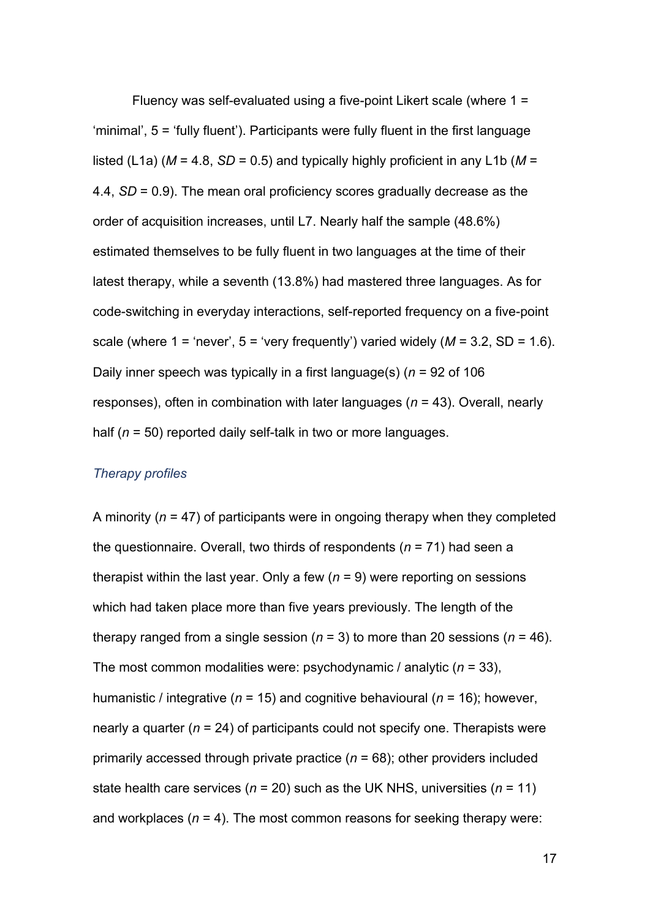Fluency was self-evaluated using a five-point Likert scale (where 1 = 'minimal', 5 = 'fully fluent'). Participants were fully fluent in the first language listed (L1a) ($M$ = 4.8, $SD$ = 0.5) and typically highly proficient in any L1b ($M$ = 4.4, $SD$ = 0.9). The mean oral proficiency scores gradually decrease as the order of acquisition increases, until L7. Nearly half the sample (48.6%) estimated themselves to be fully fluent in two languages at the time of their latest therapy, while a seventh (13.8%) had mastered three languages. As for code-switching in everyday interactions, self-reported frequency on a five-point scale (where 1 = 'never', 5 = 'very frequently') varied widely ($M$ = 3.2, SD = 1.6). Daily inner speech was typically in a first language(s) ($n$ = 92 of 106 responses), often in combination with later languages ($n$ = 43). Overall, nearly half ($n$ = 50) reported daily self-talk in two or more languages.

### *Therapy profiles*

A minority ($n$ = 47) of participants were in ongoing therapy when they completed the questionnaire. Overall, two thirds of respondents ($n$ = 71) had seen a therapist within the last year. Only a few ($n$ = 9) were reporting on sessions which had taken place more than five years previously. The length of the therapy ranged from a single session ($n$ = 3) to more than 20 sessions ($n$ = 46). The most common modalities were: psychodynamic / analytic ($n$ = 33), humanistic / integrative ($n$ = 15) and cognitive behavioural ($n$ = 16); however, nearly a quarter ($n$ = 24) of participants could not specify one. Therapists were primarily accessed through private practice ($n$ = 68); other providers included state health care services ($n$ = 20) such as the UK NHS, universities ($n$ = 11) and workplaces ($n$ = 4). The most common reasons for seeking therapy were: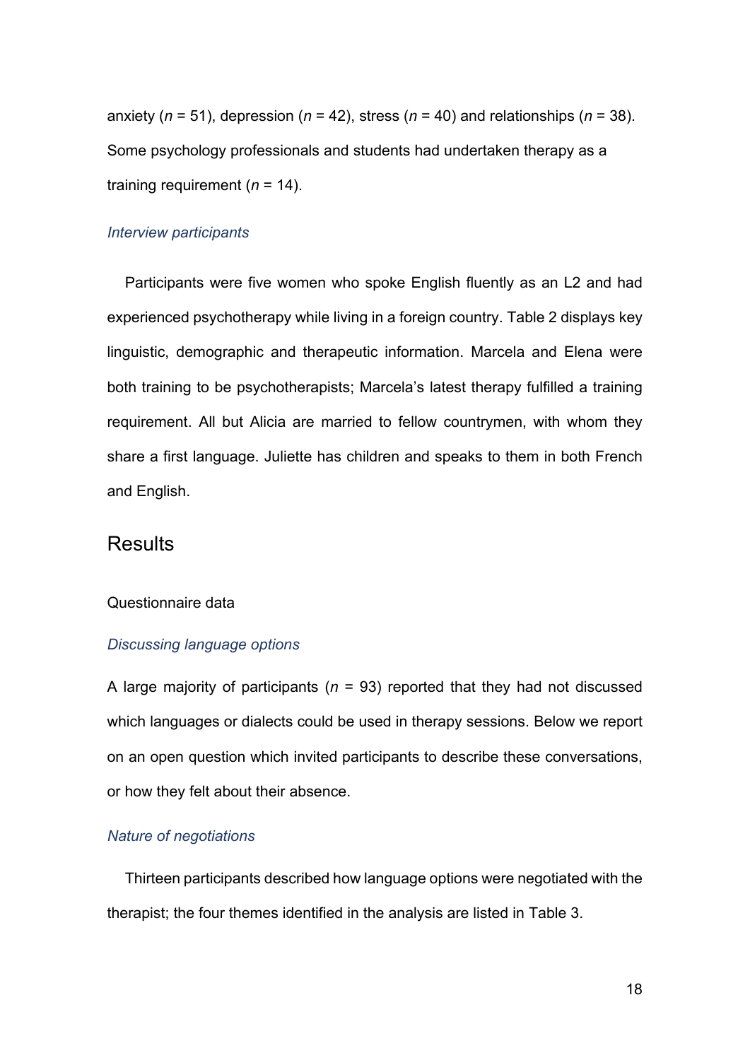anxiety ($n$ = 51), depression ($n$ = 42), stress ($n$ = 40) and relationships ($n$ = 38). Some psychology professionals and students had undertaken therapy as a training requirement ($n$ = 14).

### *Interview participants*

Participants were five women who spoke English fluently as an L2 and had experienced psychotherapy while living in a foreign country. Table 2 displays key linguistic, demographic and therapeutic information. Marcela and Elena were both training to be psychotherapists; Marcela's latest therapy fulfilled a training requirement. All but Alicia are married to fellow countrymen, with whom they share a first language. Juliette has children and speaks to them in both French and English.

# Results

## Questionnaire data

### *Discussing language options*

A large majority of participants ($n$ = 93) reported that they had not discussed which languages or dialects could be used in therapy sessions. Below we report on an open question which invited participants to describe these conversations, or how they felt about their absence.

### *Nature of negotiations*

Thirteen participants described how language options were negotiated with the therapist; the four themes identified in the analysis are listed in Table 3.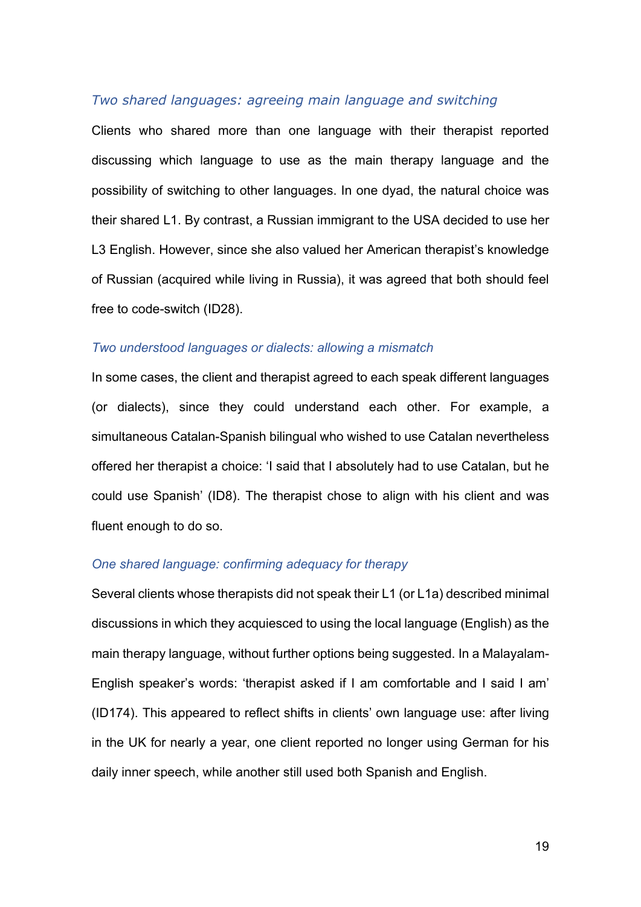### *Two shared languages: agreeing main language and switching*

Clients who shared more than one language with their therapist reported discussing which language to use as the main therapy language and the possibility of switching to other languages. In one dyad, the natural choice was their shared L1. By contrast, a Russian immigrant to the USA decided to use her L3 English. However, since she also valued her American therapist's knowledge of Russian (acquired while living in Russia), it was agreed that both should feel free to code-switch (ID28).

### *Two understood languages or dialects: allowing a mismatch*

In some cases, the client and therapist agreed to each speak different languages (or dialects), since they could understand each other. For example, a simultaneous Catalan-Spanish bilingual who wished to use Catalan nevertheless offered her therapist a choice: 'I said that I absolutely had to use Catalan, but he could use Spanish' (ID8). The therapist chose to align with his client and was fluent enough to do so.

### *One shared language: confirming adequacy for therapy*

Several clients whose therapists did not speak their L1 (or L1a) described minimal discussions in which they acquiesced to using the local language (English) as the main therapy language, without further options being suggested. In a Malayalam-English speaker's words: 'therapist asked if I am comfortable and I said I am' (ID174). This appeared to reflect shifts in clients' own language use: after living in the UK for nearly a year, one client reported no longer using German for his daily inner speech, while another still used both Spanish and English.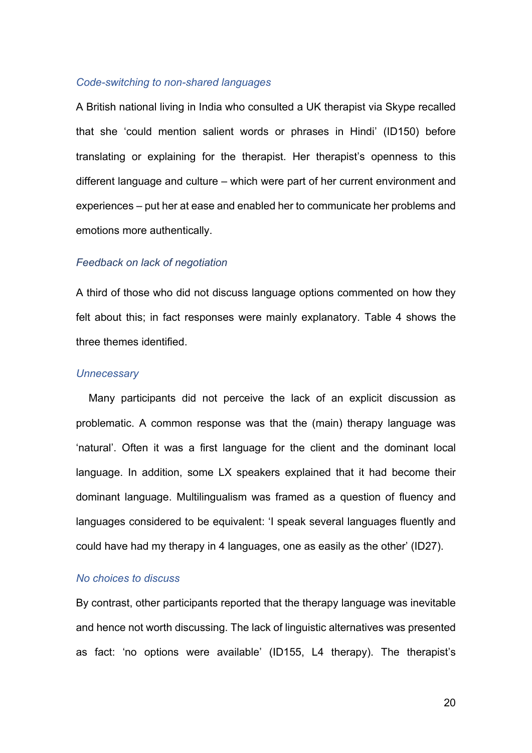### *Code-switching to non-shared languages*

A British national living in India who consulted a UK therapist via Skype recalled that she 'could mention salient words or phrases in Hindi' (ID150) before translating or explaining for the therapist. Her therapist's openness to this different language and culture – which were part of her current environment and experiences – put her at ease and enabled her to communicate her problems and emotions more authentically.

### *Feedback on lack of negotiation*

A third of those who did not discuss language options commented on how they felt about this; in fact responses were mainly explanatory. Table 4 shows the three themes identified.

### *Unnecessary*

Many participants did not perceive the lack of an explicit discussion as problematic. A common response was that the (main) therapy language was 'natural'. Often it was a first language for the client and the dominant local language. In addition, some LX speakers explained that it had become their dominant language. Multilingualism was framed as a question of fluency and languages considered to be equivalent: 'I speak several languages fluently and could have had my therapy in 4 languages, one as easily as the other' (ID27).

### *No choices to discuss*

By contrast, other participants reported that the therapy language was inevitable and hence not worth discussing. The lack of linguistic alternatives was presented as fact: 'no options were available' (ID155, L4 therapy). The therapist's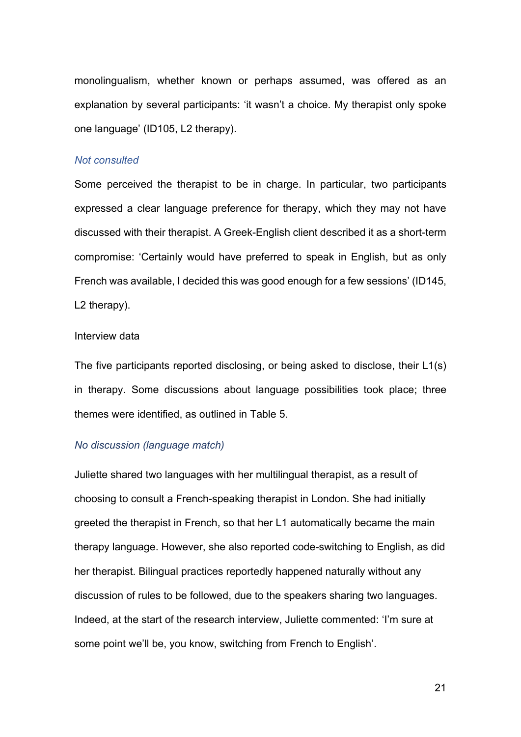monolingualism, whether known or perhaps assumed, was offered as an explanation by several participants: 'it wasn't a choice. My therapist only spoke one language' (ID105, L2 therapy).

*Not consulted*

Some perceived the therapist to be in charge. In particular, two participants expressed a clear language preference for therapy, which they may not have discussed with their therapist. A Greek-English client described it as a short-term compromise: 'Certainly would have preferred to speak in English, but as only French was available, I decided this was good enough for a few sessions' (ID145, L2 therapy).

Interview data

The five participants reported disclosing, or being asked to disclose, their L1(s) in therapy. Some discussions about language possibilities took place; three themes were identified, as outlined in Table 5.

*No discussion (language match)*

Juliette shared two languages with her multilingual therapist, as a result of choosing to consult a French-speaking therapist in London. She had initially greeted the therapist in French, so that her L1 automatically became the main therapy language. However, she also reported code-switching to English, as did her therapist. Bilingual practices reportedly happened naturally without any discussion of rules to be followed, due to the speakers sharing two languages. Indeed, at the start of the research interview, Juliette commented: 'I'm sure at some point we'll be, you know, switching from French to English'.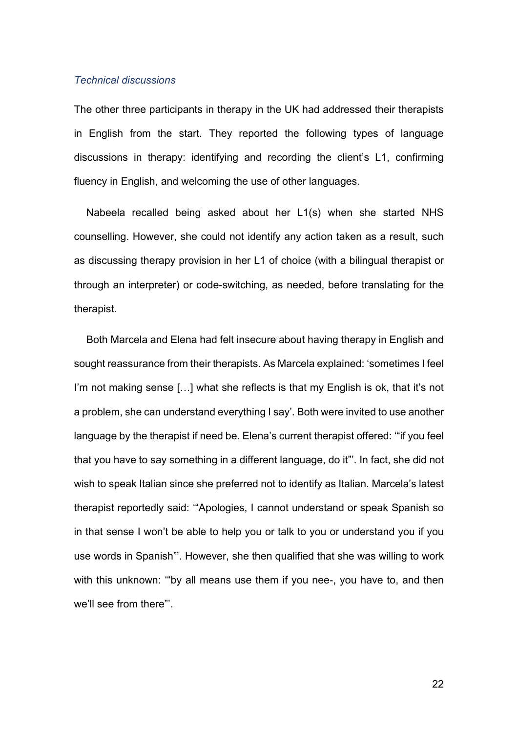### *Technical discussions*

The other three participants in therapy in the UK had addressed their therapists in English from the start. They reported the following types of language discussions in therapy: identifying and recording the client's L1, confirming fluency in English, and welcoming the use of other languages.

Nabeela recalled being asked about her L1(s) when she started NHS counselling. However, she could not identify any action taken as a result, such as discussing therapy provision in her L1 of choice (with a bilingual therapist or through an interpreter) or code-switching, as needed, before translating for the therapist.

Both Marcela and Elena had felt insecure about having therapy in English and sought reassurance from their therapists. As Marcela explained: 'sometimes I feel I'm not making sense […] what she reflects is that my English is ok, that it's not a problem, she can understand everything I say'. Both were invited to use another language by the therapist if need be. Elena's current therapist offered: '"if you feel that you have to say something in a different language, do it"'. In fact, she did not wish to speak Italian since she preferred not to identify as Italian. Marcela's latest therapist reportedly said: '"Apologies, I cannot understand or speak Spanish so in that sense I won't be able to help you or talk to you or understand you if you use words in Spanish"'. However, she then qualified that she was willing to work with this unknown: '"by all means use them if you nee-, you have to, and then we'll see from there"'.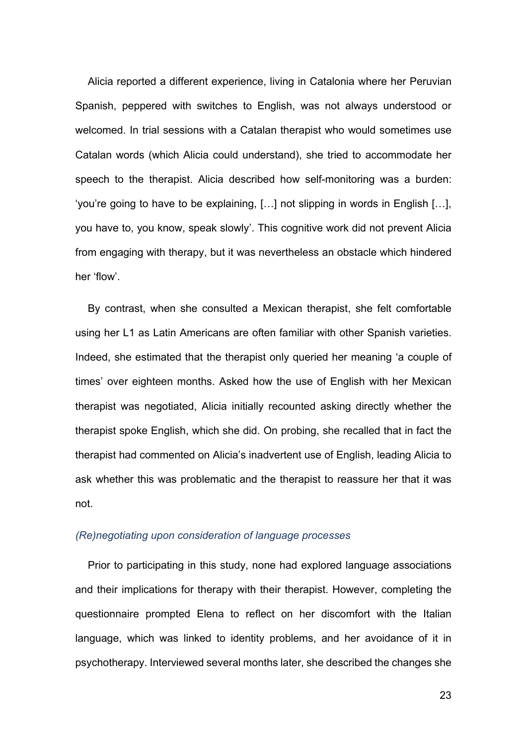Alicia reported a different experience, living in Catalonia where her Peruvian Spanish, peppered with switches to English, was not always understood or welcomed. In trial sessions with a Catalan therapist who would sometimes use Catalan words (which Alicia could understand), she tried to accommodate her speech to the therapist. Alicia described how self-monitoring was a burden: 'you're going to have to be explaining, […] not slipping in words in English […], you have to, you know, speak slowly'. This cognitive work did not prevent Alicia from engaging with therapy, but it was nevertheless an obstacle which hindered her 'flow'.

By contrast, when she consulted a Mexican therapist, she felt comfortable using her L1 as Latin Americans are often familiar with other Spanish varieties. Indeed, she estimated that the therapist only queried her meaning 'a couple of times' over eighteen months. Asked how the use of English with her Mexican therapist was negotiated, Alicia initially recounted asking directly whether the therapist spoke English, which she did. On probing, she recalled that in fact the therapist had commented on Alicia's inadvertent use of English, leading Alicia to ask whether this was problematic and the therapist to reassure her that it was not.

### *(Re)negotiating upon consideration of language processes*

Prior to participating in this study, none had explored language associations and their implications for therapy with their therapist. However, completing the questionnaire prompted Elena to reflect on her discomfort with the Italian language, which was linked to identity problems, and her avoidance of it in psychotherapy. Interviewed several months later, she described the changes she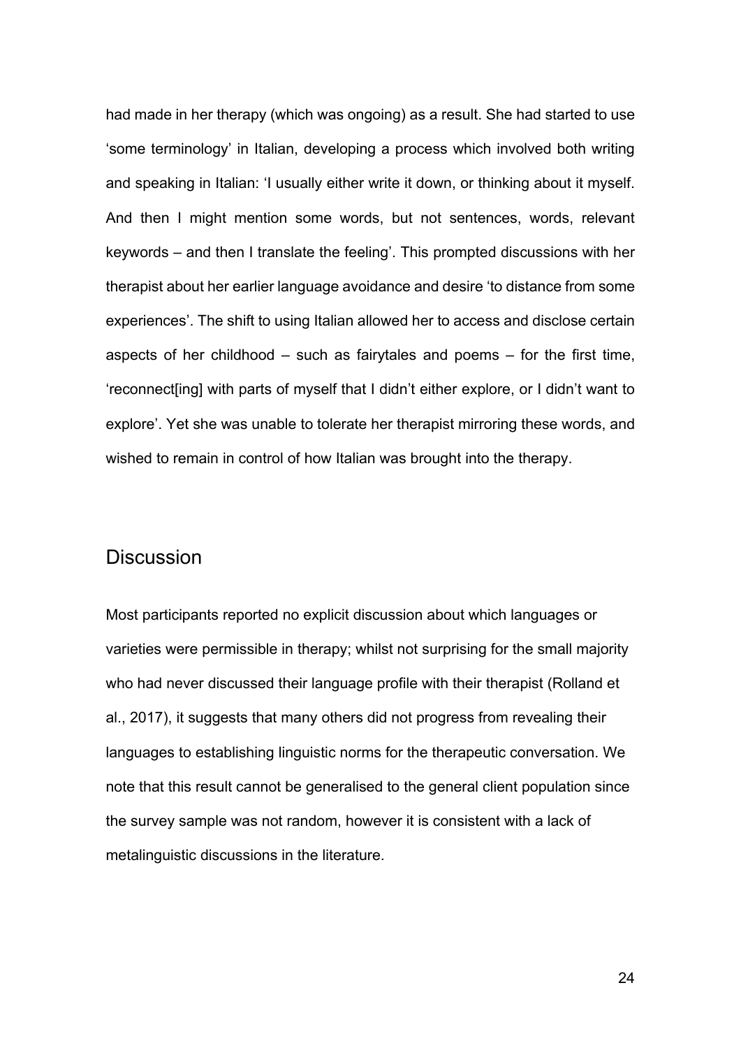had made in her therapy (which was ongoing) as a result. She had started to use ‘some terminology’ in Italian, developing a process which involved both writing and speaking in Italian: ‘I usually either write it down, or thinking about it myself. And then I might mention some words, but not sentences, words, relevant keywords – and then I translate the feeling’. This prompted discussions with her therapist about her earlier language avoidance and desire ‘to distance from some experiences’. The shift to using Italian allowed her to access and disclose certain aspects of her childhood – such as fairytales and poems – for the first time, ‘reconnect[ing] with parts of myself that I didn’t either explore, or I didn’t want to explore’. Yet she was unable to tolerate her therapist mirroring these words, and wished to remain in control of how Italian was brought into the therapy.

## Discussion

Most participants reported no explicit discussion about which languages or varieties were permissible in therapy; whilst not surprising for the small majority who had never discussed their language profile with their therapist (Rolland et al., 2017), it suggests that many others did not progress from revealing their languages to establishing linguistic norms for the therapeutic conversation. We note that this result cannot be generalised to the general client population since the survey sample was not random, however it is consistent with a lack of metalinguistic discussions in the literature.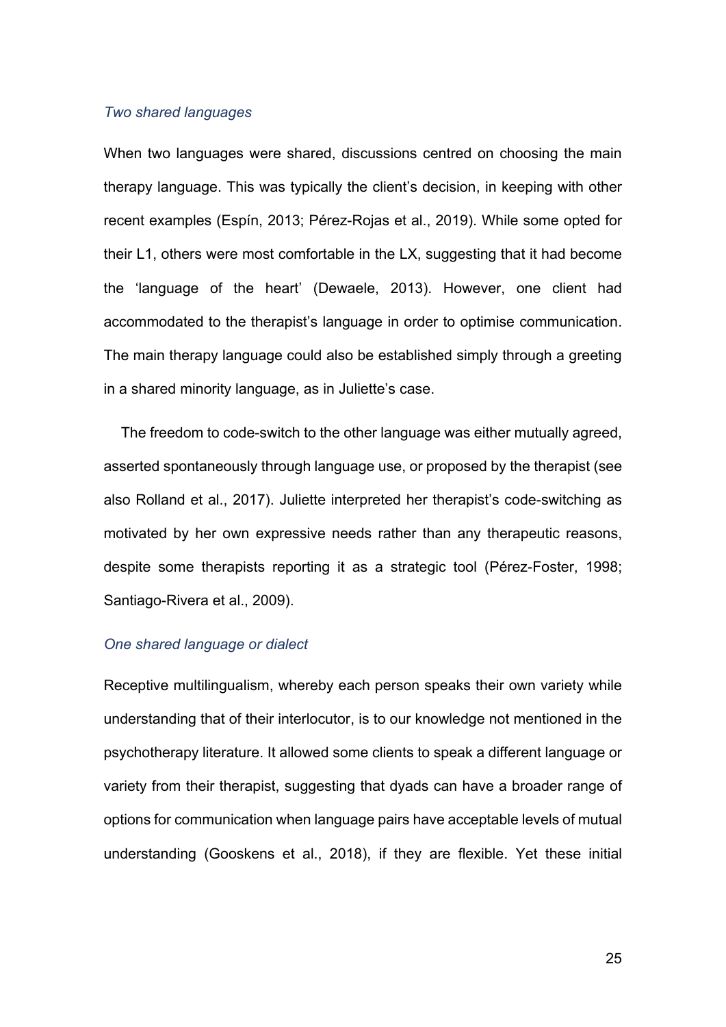### *Two shared languages*

When two languages were shared, discussions centred on choosing the main therapy language. This was typically the client's decision, in keeping with other recent examples (Espín, 2013; Pérez-Rojas et al., 2019). While some opted for their L1, others were most comfortable in the LX, suggesting that it had become the 'language of the heart' (Dewaele, 2013). However, one client had accommodated to the therapist's language in order to optimise communication. The main therapy language could also be established simply through a greeting in a shared minority language, as in Juliette's case.

The freedom to code-switch to the other language was either mutually agreed, asserted spontaneously through language use, or proposed by the therapist (see also Rolland et al., 2017). Juliette interpreted her therapist's code-switching as motivated by her own expressive needs rather than any therapeutic reasons, despite some therapists reporting it as a strategic tool (Pérez-Foster, 1998; Santiago-Rivera et al., 2009).

### *One shared language or dialect*

Receptive multilingualism, whereby each person speaks their own variety while understanding that of their interlocutor, is to our knowledge not mentioned in the psychotherapy literature. It allowed some clients to speak a different language or variety from their therapist, suggesting that dyads can have a broader range of options for communication when language pairs have acceptable levels of mutual understanding (Gooskens et al., 2018), if they are flexible. Yet these initial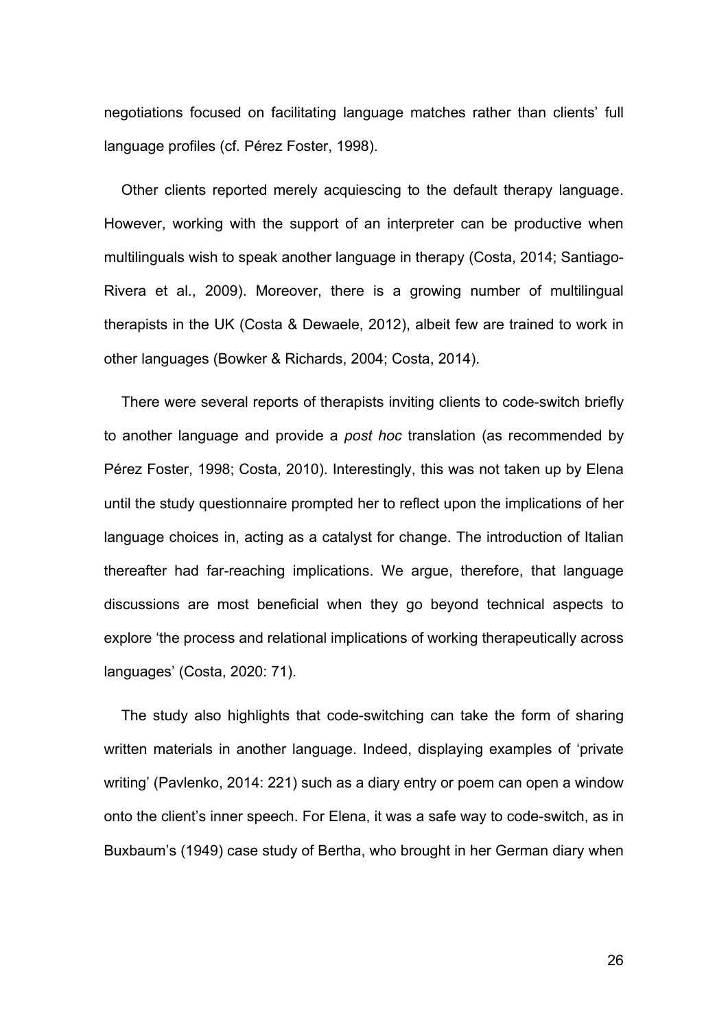negotiations focused on facilitating language matches rather than clients' full language profiles (cf. Pérez Foster, 1998).

Other clients reported merely acquiescing to the default therapy language. However, working with the support of an interpreter can be productive when multilinguals wish to speak another language in therapy (Costa, 2014; Santiago-Rivera et al., 2009). Moreover, there is a growing number of multilingual therapists in the UK (Costa & Dewaele, 2012), albeit few are trained to work in other languages (Bowker & Richards, 2004; Costa, 2014).

There were several reports of therapists inviting clients to code-switch briefly to another language and provide a *post hoc* translation (as recommended by Pérez Foster, 1998; Costa, 2010). Interestingly, this was not taken up by Elena until the study questionnaire prompted her to reflect upon the implications of her language choices in, acting as a catalyst for change. The introduction of Italian thereafter had far-reaching implications. We argue, therefore, that language discussions are most beneficial when they go beyond technical aspects to explore 'the process and relational implications of working therapeutically across languages' (Costa, 2020: 71).

The study also highlights that code-switching can take the form of sharing written materials in another language. Indeed, displaying examples of 'private writing' (Pavlenko, 2014: 221) such as a diary entry or poem can open a window onto the client's inner speech. For Elena, it was a safe way to code-switch, as in Buxbaum's (1949) case study of Bertha, who brought in her German diary when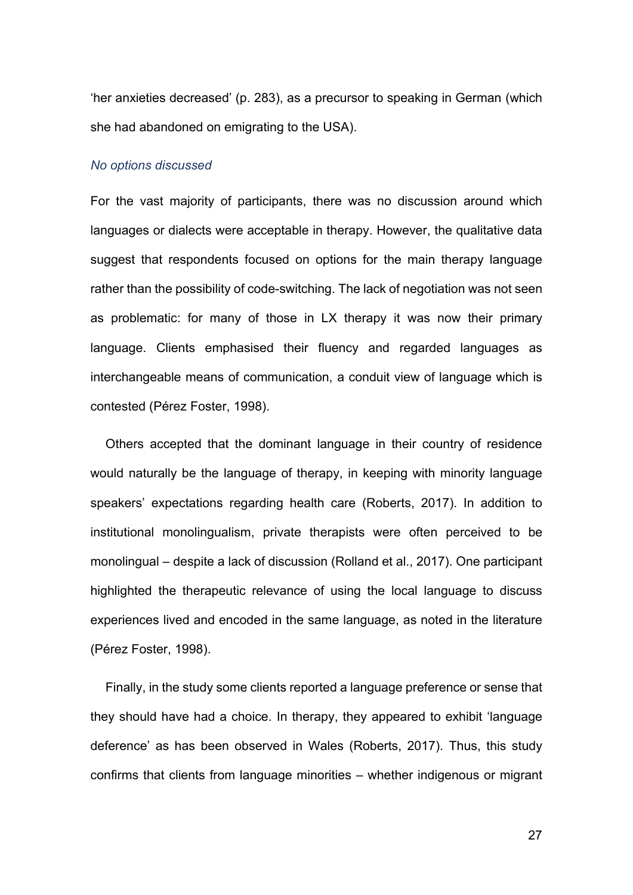'her anxieties decreased' (p. 283), as a precursor to speaking in German (which she had abandoned on emigrating to the USA).

### *No options discussed*

For the vast majority of participants, there was no discussion around which languages or dialects were acceptable in therapy. However, the qualitative data suggest that respondents focused on options for the main therapy language rather than the possibility of code-switching. The lack of negotiation was not seen as problematic: for many of those in LX therapy it was now their primary language. Clients emphasised their fluency and regarded languages as interchangeable means of communication, a conduit view of language which is contested (Pérez Foster, 1998).

Others accepted that the dominant language in their country of residence would naturally be the language of therapy, in keeping with minority language speakers' expectations regarding health care (Roberts, 2017). In addition to institutional monolingualism, private therapists were often perceived to be monolingual – despite a lack of discussion (Rolland et al., 2017). One participant highlighted the therapeutic relevance of using the local language to discuss experiences lived and encoded in the same language, as noted in the literature (Pérez Foster, 1998).

Finally, in the study some clients reported a language preference or sense that they should have had a choice. In therapy, they appeared to exhibit 'language deference' as has been observed in Wales (Roberts, 2017). Thus, this study confirms that clients from language minorities – whether indigenous or migrant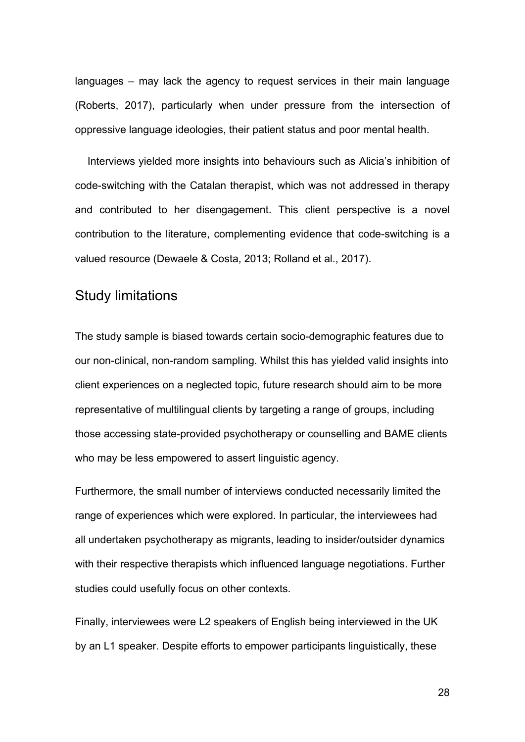languages – may lack the agency to request services in their main language (Roberts, 2017), particularly when under pressure from the intersection of oppressive language ideologies, their patient status and poor mental health.

Interviews yielded more insights into behaviours such as Alicia's inhibition of code-switching with the Catalan therapist, which was not addressed in therapy and contributed to her disengagement. This client perspective is a novel contribution to the literature, complementing evidence that code-switching is a valued resource (Dewaele & Costa, 2013; Rolland et al., 2017).

## Study limitations

The study sample is biased towards certain socio-demographic features due to our non-clinical, non-random sampling. Whilst this has yielded valid insights into client experiences on a neglected topic, future research should aim to be more representative of multilingual clients by targeting a range of groups, including those accessing state-provided psychotherapy or counselling and BAME clients who may be less empowered to assert linguistic agency.

Furthermore, the small number of interviews conducted necessarily limited the range of experiences which were explored. In particular, the interviewees had all undertaken psychotherapy as migrants, leading to insider/outsider dynamics with their respective therapists which influenced language negotiations. Further studies could usefully focus on other contexts.

Finally, interviewees were L2 speakers of English being interviewed in the UK by an L1 speaker. Despite efforts to empower participants linguistically, these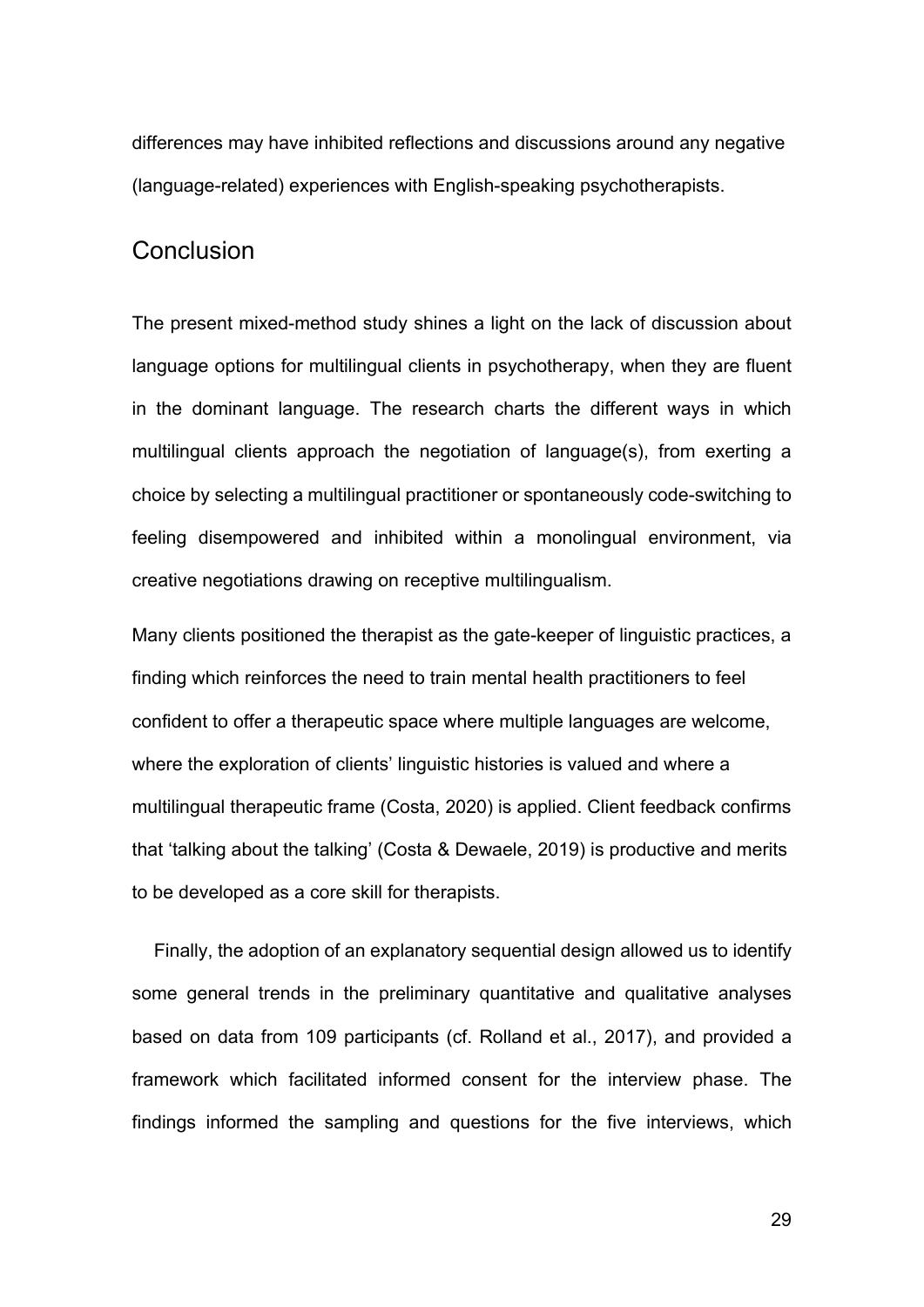differences may have inhibited reflections and discussions around any negative (language-related) experiences with English-speaking psychotherapists.

## Conclusion

The present mixed-method study shines a light on the lack of discussion about language options for multilingual clients in psychotherapy, when they are fluent in the dominant language. The research charts the different ways in which multilingual clients approach the negotiation of language(s), from exerting a choice by selecting a multilingual practitioner or spontaneously code-switching to feeling disempowered and inhibited within a monolingual environment, via creative negotiations drawing on receptive multilingualism.

Many clients positioned the therapist as the gate-keeper of linguistic practices, a finding which reinforces the need to train mental health practitioners to feel confident to offer a therapeutic space where multiple languages are welcome, where the exploration of clients' linguistic histories is valued and where a multilingual therapeutic frame (Costa, 2020) is applied. Client feedback confirms that 'talking about the talking' (Costa & Dewaele, 2019) is productive and merits to be developed as a core skill for therapists.

Finally, the adoption of an explanatory sequential design allowed us to identify some general trends in the preliminary quantitative and qualitative analyses based on data from 109 participants (cf. Rolland et al., 2017), and provided a framework which facilitated informed consent for the interview phase. The findings informed the sampling and questions for the five interviews, which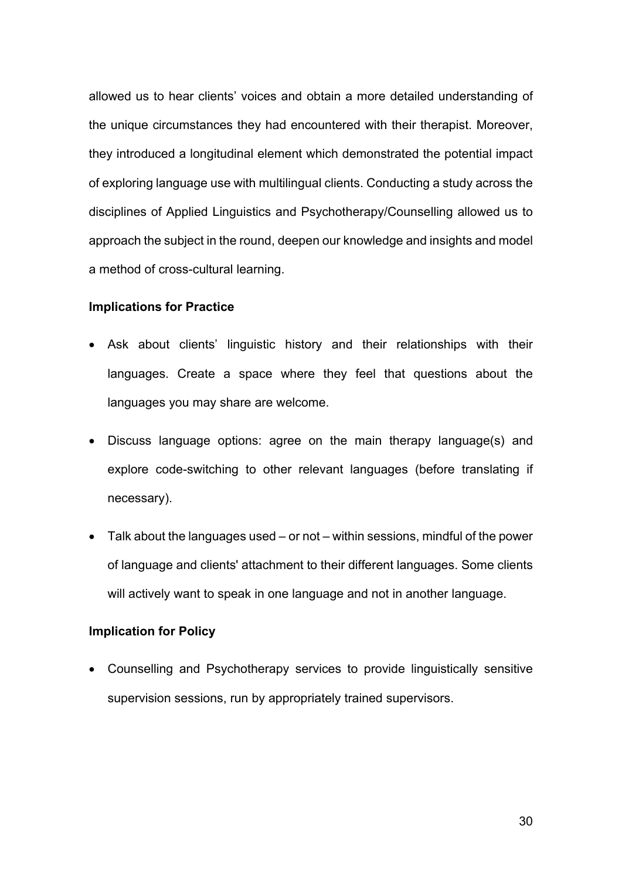allowed us to hear clients' voices and obtain a more detailed understanding of the unique circumstances they had encountered with their therapist. Moreover, they introduced a longitudinal element which demonstrated the potential impact of exploring language use with multilingual clients. Conducting a study across the disciplines of Applied Linguistics and Psychotherapy/Counselling allowed us to approach the subject in the round, deepen our knowledge and insights and model a method of cross-cultural learning.

**Implications for Practice**

- Ask about clients' linguistic history and their relationships with their languages. Create a space where they feel that questions about the languages you may share are welcome.
- Discuss language options: agree on the main therapy language(s) and explore code-switching to other relevant languages (before translating if necessary).
- Talk about the languages used – or not – within sessions, mindful of the power of language and clients' attachment to their different languages. Some clients will actively want to speak in one language and not in another language.

**Implication for Policy**

- Counselling and Psychotherapy services to provide linguistically sensitive supervision sessions, run by appropriately trained supervisors.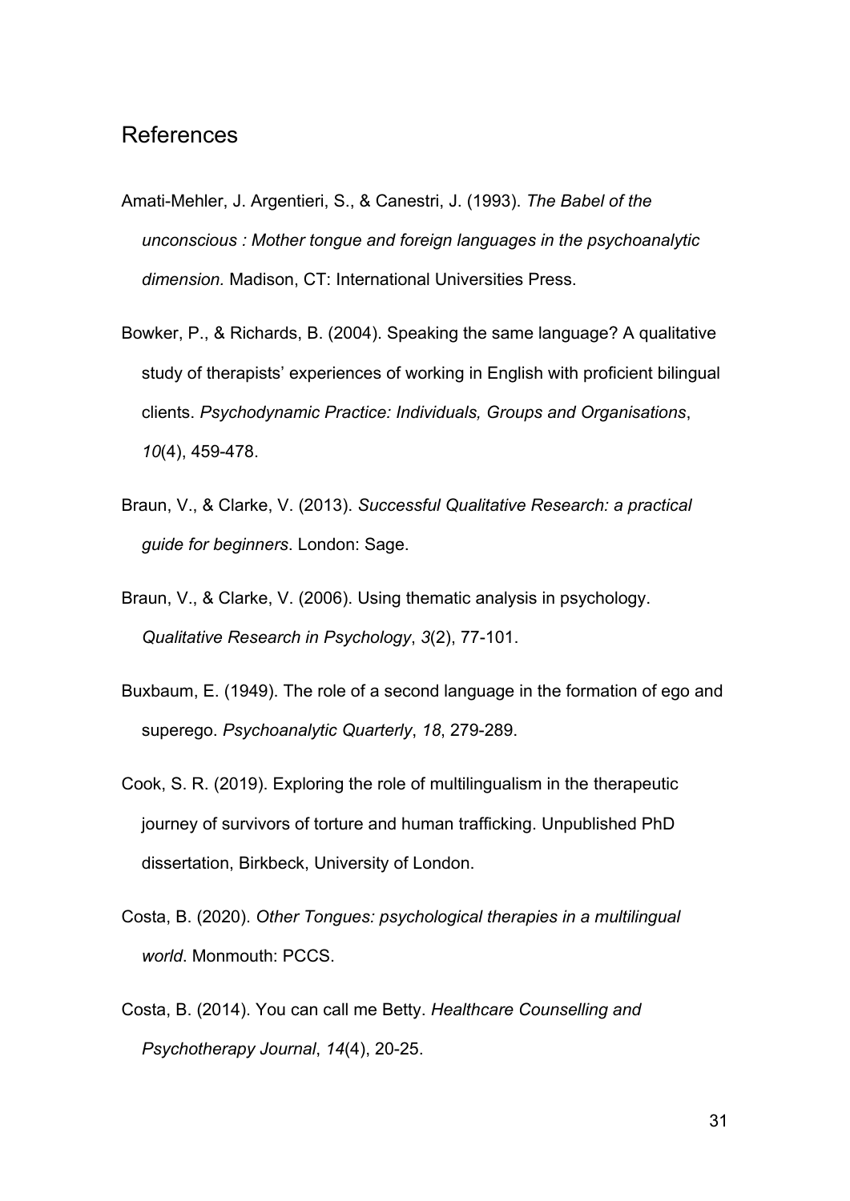## References

Amati-Mehler, J. Argentieri, S., & Canestri, J. (1993). *The Babel of the unconscious : Mother tongue and foreign languages in the psychoanalytic dimension.* Madison, CT: International Universities Press.

Bowker, P., & Richards, B. (2004). Speaking the same language? A qualitative study of therapists' experiences of working in English with proficient bilingual clients. *Psychodynamic Practice: Individuals, Groups and Organisations*, *10*(4), 459-478.

Braun, V., & Clarke, V. (2013). *Successful Qualitative Research: a practical guide for beginners*. London: Sage.

Braun, V., & Clarke, V. (2006). Using thematic analysis in psychology. *Qualitative Research in Psychology*, *3*(2), 77-101.

Buxbaum, E. (1949). The role of a second language in the formation of ego and superego. *Psychoanalytic Quarterly*, *18*, 279-289.

Cook, S. R. (2019). Exploring the role of multilingualism in the therapeutic journey of survivors of torture and human trafficking. Unpublished PhD dissertation, Birkbeck, University of London.

Costa, B. (2020). *Other Tongues: psychological therapies in a multilingual world*. Monmouth: PCCS.

Costa, B. (2014). You can call me Betty. *Healthcare Counselling and Psychotherapy Journal*, *14*(4), 20-25.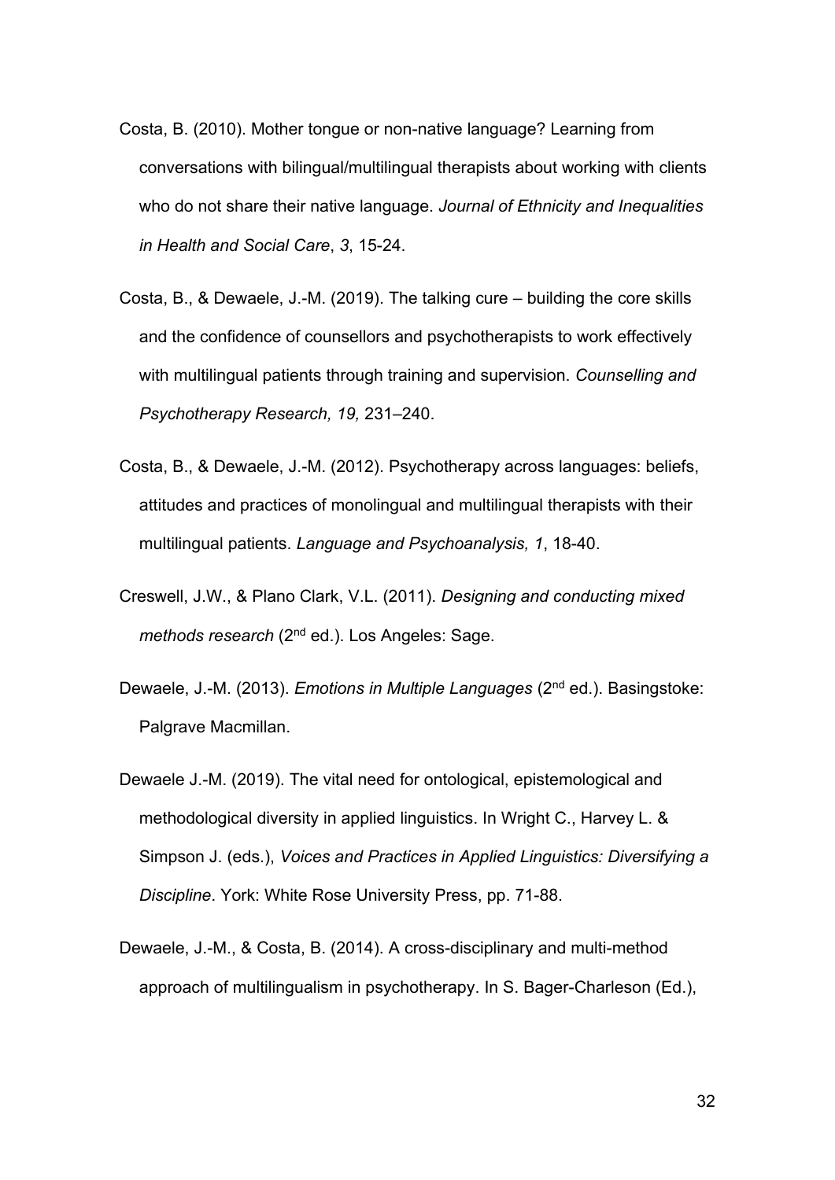Costa, B. (2010). Mother tongue or non-native language? Learning from conversations with bilingual/multilingual therapists about working with clients who do not share their native language. *Journal of Ethnicity and Inequalities in Health and Social Care*, *3*, 15-24.

Costa, B., & Dewaele, J.-M. (2019). The talking cure – building the core skills and the confidence of counsellors and psychotherapists to work effectively with multilingual patients through training and supervision. *Counselling and Psychotherapy Research, 19,* 231–240.

Costa, B., & Dewaele, J.-M. (2012). Psychotherapy across languages: beliefs, attitudes and practices of monolingual and multilingual therapists with their multilingual patients. *Language and Psychoanalysis, 1*, 18-40.

Creswell, J.W., & Plano Clark, V.L. (2011). *Designing and conducting mixed methods research* (2nd ed.). Los Angeles: Sage.

Dewaele, J.-M. (2013). *Emotions in Multiple Languages* (2nd ed.). Basingstoke: Palgrave Macmillan.

Dewaele J.-M. (2019). The vital need for ontological, epistemological and methodological diversity in applied linguistics. In Wright C., Harvey L. & Simpson J. (eds.), *Voices and Practices in Applied Linguistics: Diversifying a Discipline*. York: White Rose University Press, pp. 71-88.

Dewaele, J.-M., & Costa, B. (2014). A cross-disciplinary and multi-method approach of multilingualism in psychotherapy. In S. Bager-Charleson (Ed.),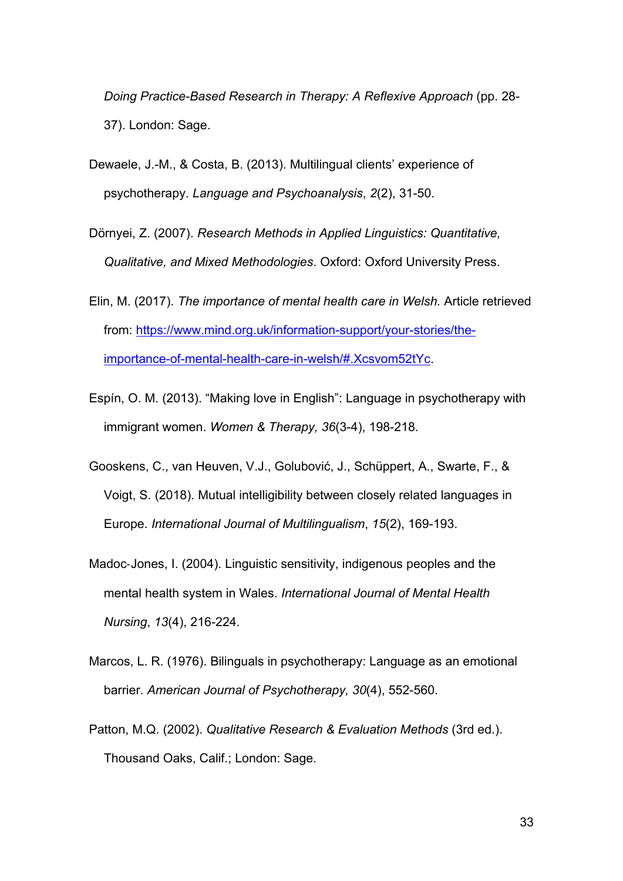*Doing Practice-Based Research in Therapy: A Reflexive Approach* (pp. 28-37). London: Sage.

Dewaele, J.-M., & Costa, B. (2013). Multilingual clients' experience of psychotherapy. *Language and Psychoanalysis*, *2*(2), 31-50.

Dörnyei, Z. (2007). *Research Methods in Applied Linguistics: Quantitative, Qualitative, and Mixed Methodologies*. Oxford: Oxford University Press.

Elin, M. (2017). *The importance of mental health care in Welsh.* Article retrieved from: [https://www.mind.org.uk/information-support/your-stories/the-importance-of-mental-health-care-in-welsh/#.Xcsvom52tYc](https://www.mind.org.uk/information-support/your-stories/the-importance-of-mental-health-care-in-welsh/#.Xcsvom52tYc).

Espín, O. M. (2013). "Making love in English": Language in psychotherapy with immigrant women. *Women & Therapy, 36*(3-4), 198-218.

Gooskens, C., van Heuven, V.J., Golubović, J., Schüppert, A., Swarte, F., & Voigt, S. (2018). Mutual intelligibility between closely related languages in Europe. *International Journal of Multilingualism*, *15*(2), 169-193.

Madoc-Jones, I. (2004). Linguistic sensitivity, indigenous peoples and the mental health system in Wales. *International Journal of Mental Health Nursing*, *13*(4), 216-224.

Marcos, L. R. (1976). Bilinguals in psychotherapy: Language as an emotional barrier. *American Journal of Psychotherapy, 30*(4), 552-560.

Patton, M.Q. (2002). *Qualitative Research & Evaluation Methods* (3rd ed.). Thousand Oaks, Calif.; London: Sage.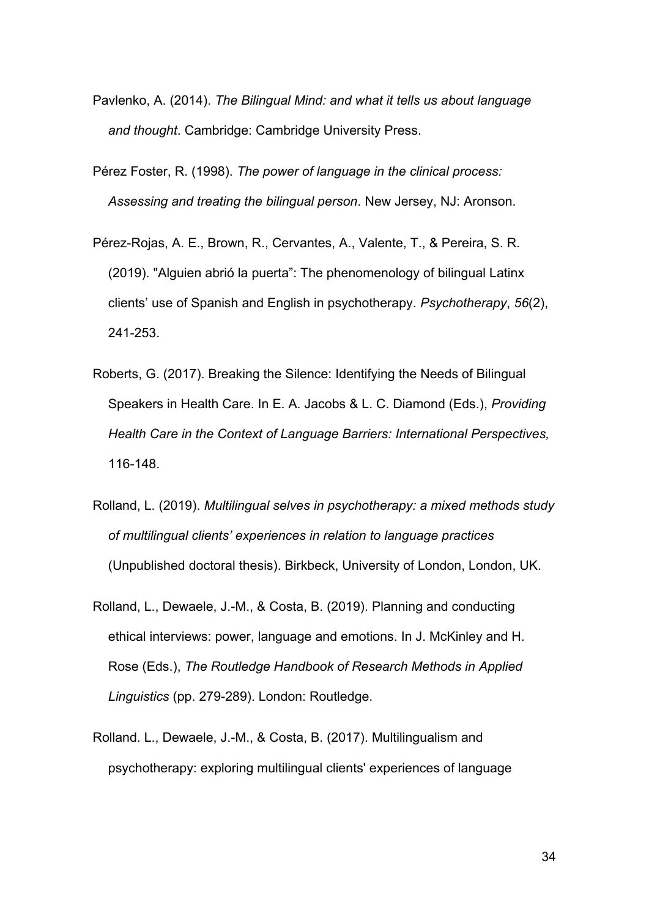Pavlenko, A. (2014). *The Bilingual Mind: and what it tells us about language and thought*. Cambridge: Cambridge University Press.

Pérez Foster, R. (1998). *The power of language in the clinical process: Assessing and treating the bilingual person*. New Jersey, NJ: Aronson.

Pérez-Rojas, A. E., Brown, R., Cervantes, A., Valente, T., & Pereira, S. R. (2019). "Alguien abrió la puerta": The phenomenology of bilingual Latinx clients' use of Spanish and English in psychotherapy. *Psychotherapy*, *56*(2), 241-253.

Roberts, G. (2017). Breaking the Silence: Identifying the Needs of Bilingual Speakers in Health Care. In E. A. Jacobs & L. C. Diamond (Eds.), *Providing Health Care in the Context of Language Barriers: International Perspectives,* 116-148.

Rolland, L. (2019). *Multilingual selves in psychotherapy: a mixed methods study of multilingual clients' experiences in relation to language practices* (Unpublished doctoral thesis). Birkbeck, University of London, London, UK.

Rolland, L., Dewaele, J.-M., & Costa, B. (2019). Planning and conducting ethical interviews: power, language and emotions. In J. McKinley and H. Rose (Eds.), *The Routledge Handbook of Research Methods in Applied Linguistics* (pp. 279-289). London: Routledge.

Rolland. L., Dewaele, J.-M., & Costa, B. (2017). Multilingualism and psychotherapy: exploring multilingual clients' experiences of language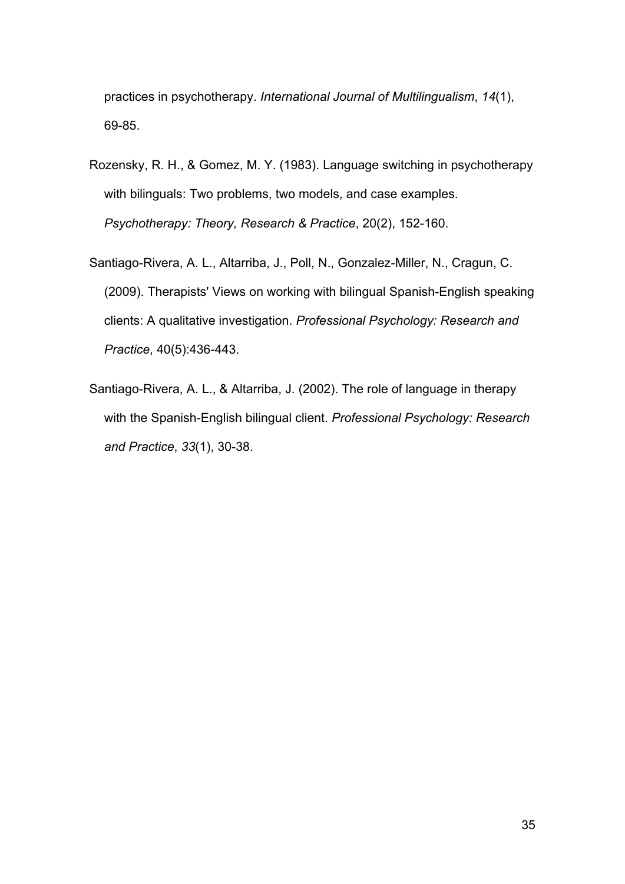practices in psychotherapy. *International Journal of Multilingualism*, *14*(1), 69-85.

Rozensky, R. H., & Gomez, M. Y. (1983). Language switching in psychotherapy with bilinguals: Two problems, two models, and case examples. *Psychotherapy: Theory, Research & Practice*, 20(2), 152-160.

Santiago-Rivera, A. L., Altarriba, J., Poll, N., Gonzalez-Miller, N., Cragun, C. (2009). Therapists' Views on working with bilingual Spanish-English speaking clients: A qualitative investigation. *Professional Psychology: Research and Practice*, 40(5):436-443.

Santiago-Rivera, A. L., & Altarriba, J. (2002). The role of language in therapy with the Spanish-English bilingual client. *Professional Psychology: Research and Practice*, *33*(1), 30-38.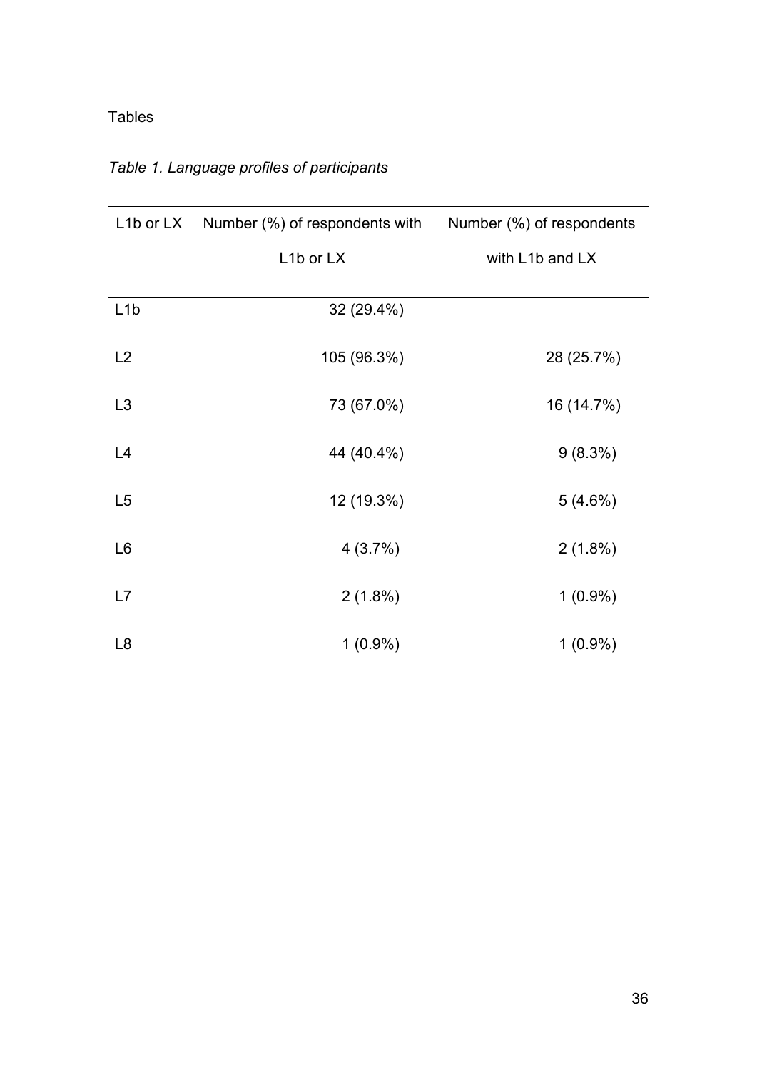Tables

*Table 1. Language profiles of participants*

| L1b or LX | Number (%) of respondents with L1b or LX | Number (%) of respondents with L1b and LX |
|---|---|---|
| L1b | 32 (29.4%) | |
| L2 | 105 (96.3%) | 28 (25.7%) |
| L3 | 73 (67.0%) | 16 (14.7%) |
| L4 | 44 (40.4%) | 9 (8.3%) |
| L5 | 12 (19.3%) | 5 (4.6%) |
| L6 | 4 (3.7%) | 2 (1.8%) |
| L7 | 2 (1.8%) | 1 (0.9%) |
| L8 | 1 (0.9%) | 1 (0.9%) |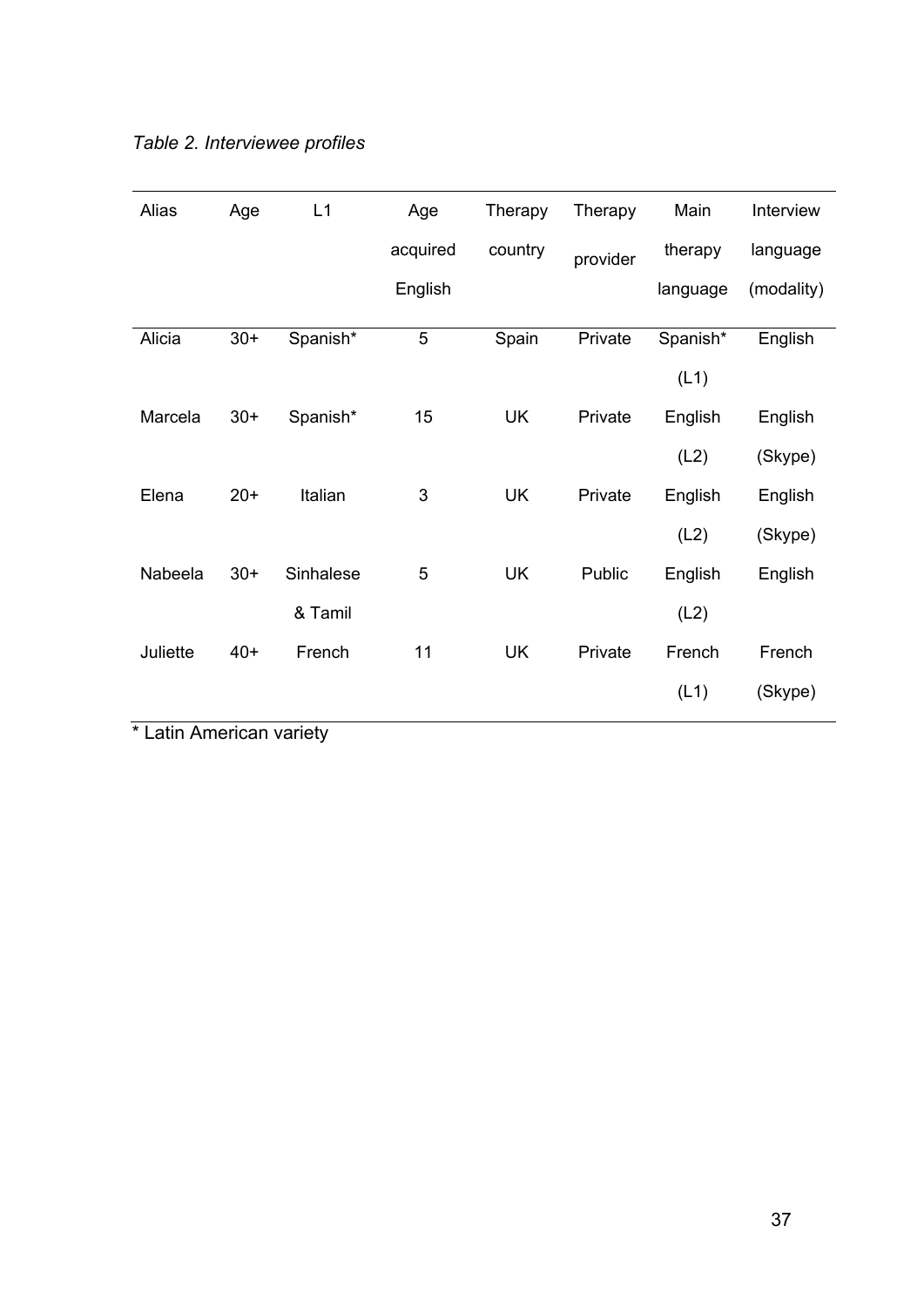*Table 2. Interviewee profiles*

| Alias | Age | L1 | Age acquired English | Therapy country | Therapy provider | Main therapy language | Interview language (modality) |
|---|---|---|---|---|---|---|---|
| Alicia | 30+ | Spanish* | 5 | Spain | Private | Spanish* (L1) | English |
| Marcela | 30+ | Spanish* | 15 | UK | Private | English (L2) | English (Skype) |
| Elena | 20+ | Italian | 3 | UK | Private | English (L2) | English (Skype) |
| Nabeela | 30+ | Sinhalese & Tamil | 5 | UK | Public | English (L2) | English |
| Juliette | 40+ | French | 11 | UK | Private | French (L1) | French (Skype) |

* Latin American variety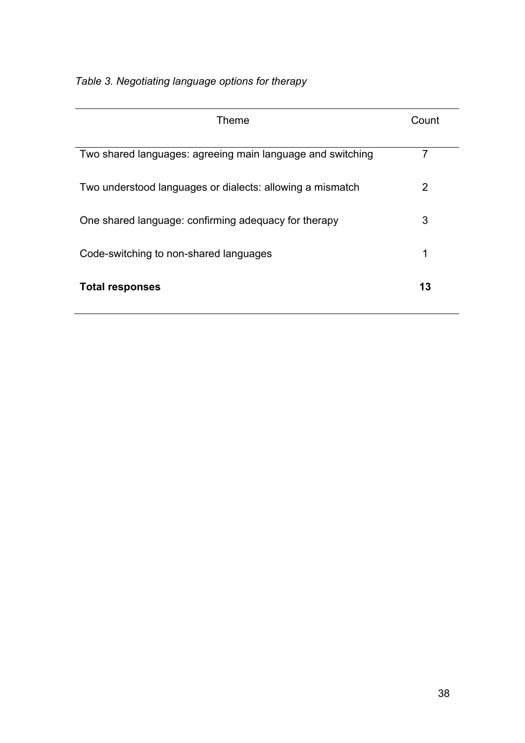*Table 3. Negotiating language options for therapy*

| Theme | Count |
|---|---|
| Two shared languages: agreeing main language and switching | 7 |
| Two understood languages or dialects: allowing a mismatch | 2 |
| One shared language: confirming adequacy for therapy | 3 |
| Code-switching to non-shared languages | 1 |
| **Total responses** | **13** |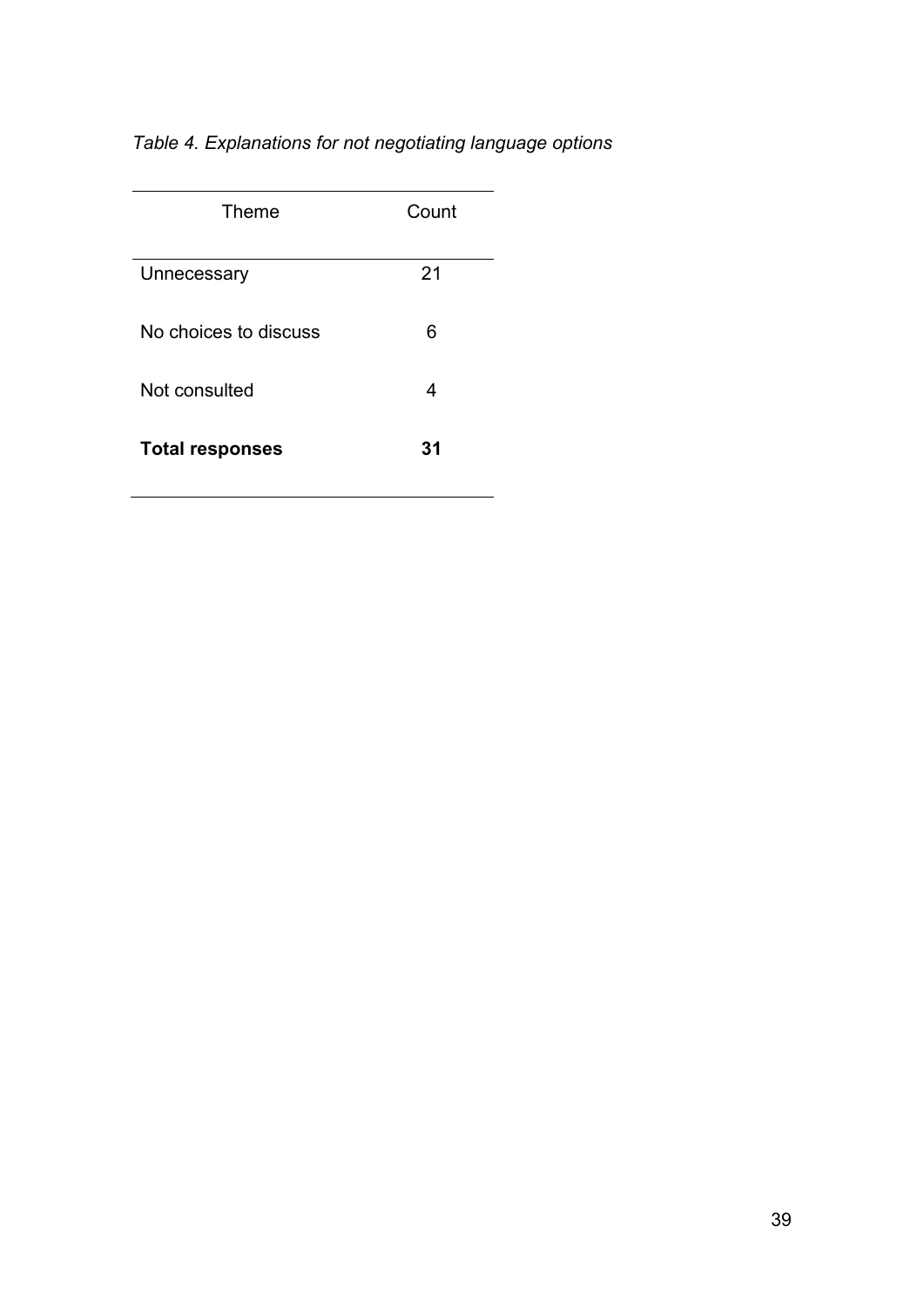*Table 4. Explanations for not negotiating language options*

| Theme | Count |
| --- | --- |
| Unnecessary | 21 |
| No choices to discuss | 6 |
| Not consulted | 4 |
| **Total responses** | **31** |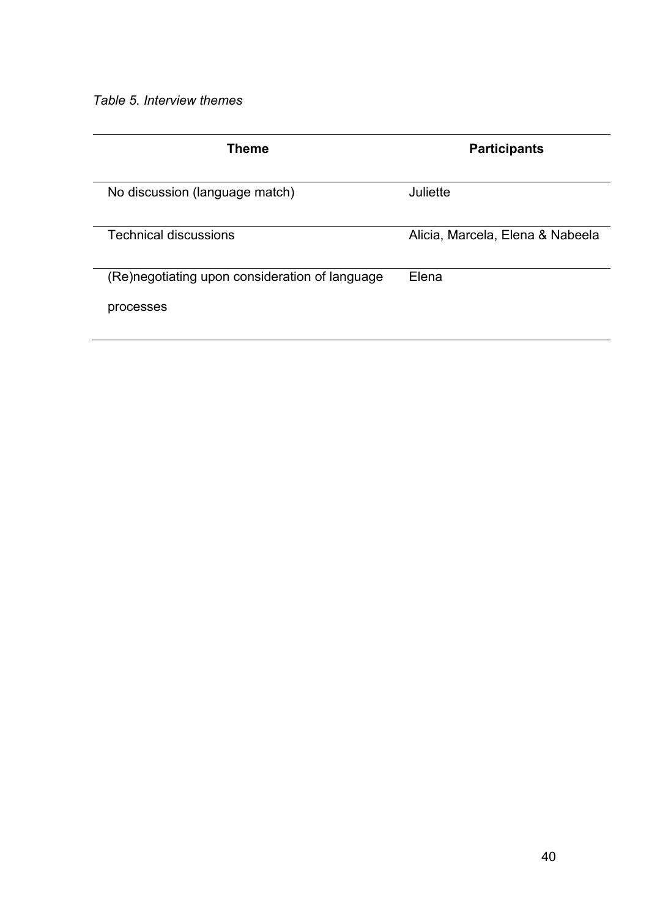*Table 5. Interview themes*

| Theme | Participants |
|---|---|
| No discussion (language match) | Juliette |
| Technical discussions | Alicia, Marcela, Elena & Nabeela |
| (Re)negotiating upon consideration of language processes | Elena |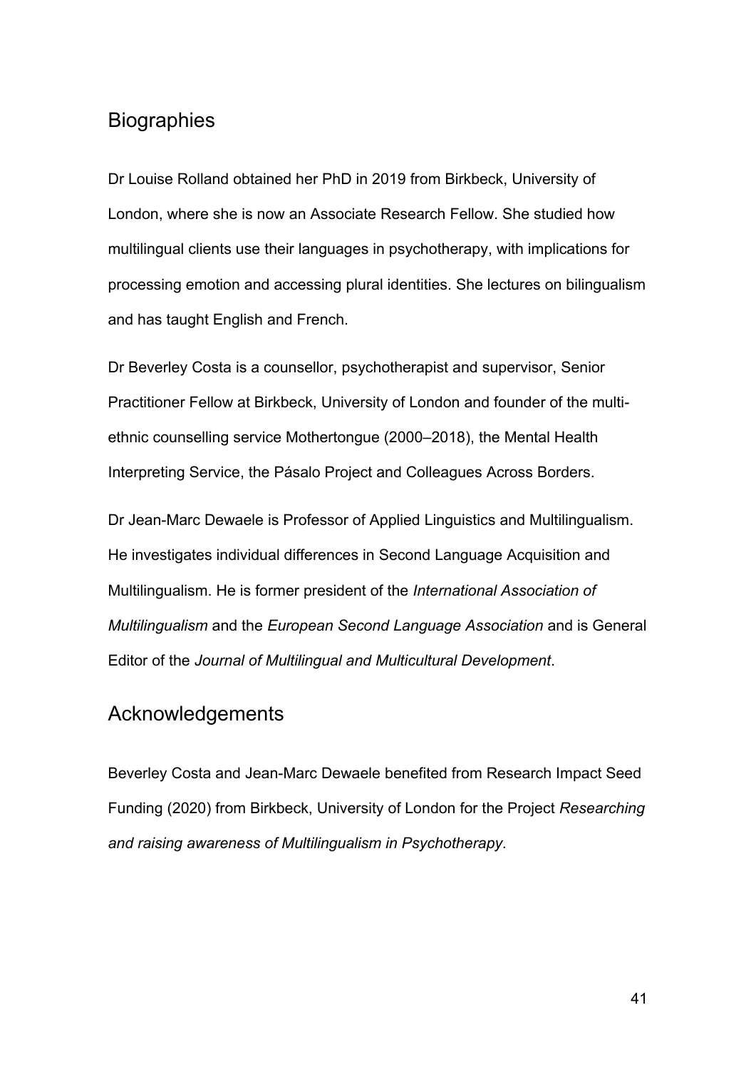## Biographies

Dr Louise Rolland obtained her PhD in 2019 from Birkbeck, University of London, where she is now an Associate Research Fellow. She studied how multilingual clients use their languages in psychotherapy, with implications for processing emotion and accessing plural identities. She lectures on bilingualism and has taught English and French.

Dr Beverley Costa is a counsellor, psychotherapist and supervisor, Senior Practitioner Fellow at Birkbeck, University of London and founder of the multi-ethnic counselling service Mothertongue (2000–2018), the Mental Health Interpreting Service, the Pásalo Project and Colleagues Across Borders.

Dr Jean-Marc Dewaele is Professor of Applied Linguistics and Multilingualism. He investigates individual differences in Second Language Acquisition and Multilingualism. He is former president of the *International Association of Multilingualism* and the *European Second Language Association* and is General Editor of the *Journal of Multilingual and Multicultural Development*.

## Acknowledgements

Beverley Costa and Jean-Marc Dewaele benefited from Research Impact Seed Funding (2020) from Birkbeck, University of London for the Project *Researching and raising awareness of Multilingualism in Psychotherapy.*